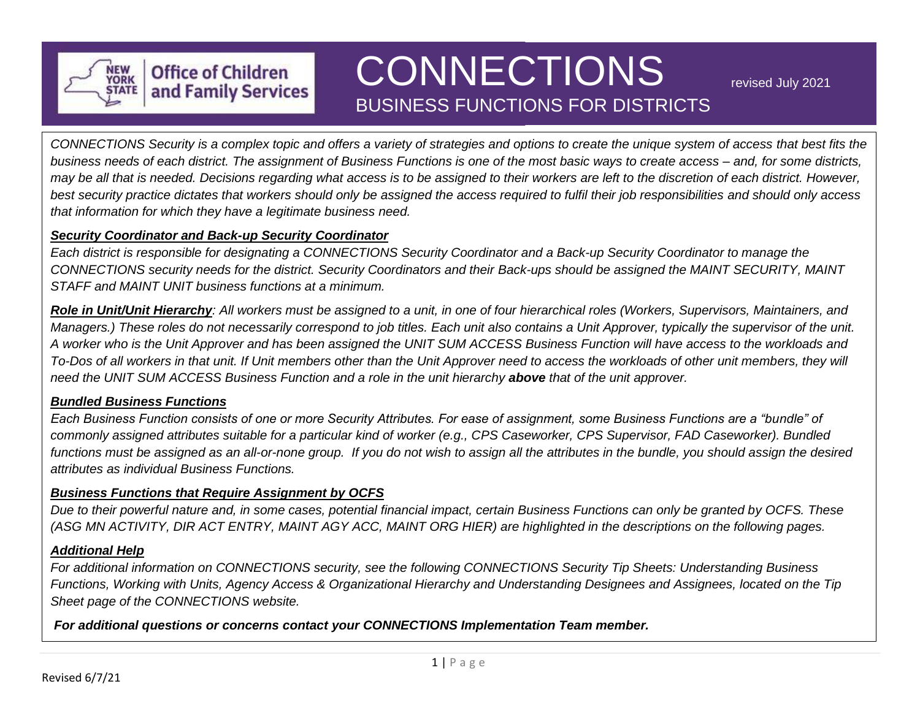# CONNECTIONS

## BUSINESS FUNCTIONS FOR DISTRICTS

revised July 2021

*CONNECTIONS Security is a complex topic and offers a variety of strategies and options to create the unique system of access that best fits the business needs of each district. The assignment of Business Functions is one of the most basic ways to create access – and, for some districts, may be all that is needed. Decisions regarding what access is to be assigned to their workers are left to the discretion of each district. However, best security practice dictates that workers should only be assigned the access required to fulfil their job responsibilities and should only access that information for which they have a legitimate business need.*

### ***Security Coordinator and Back-up Security Coordinator***

*Each district is responsible for designating a CONNECTIONS Security Coordinator and a Back-up Security Coordinator to manage the CONNECTIONS security needs for the district. Security Coordinators and their Back-ups should be assigned the MAINT SECURITY, MAINT STAFF and MAINT UNIT business functions at a minimum.*

***Role in Unit/Unit Hierarchy****: All workers must be assigned to a unit, in one of four hierarchical roles (Workers, Supervisors, Maintainers, and Managers.) These roles do not necessarily correspond to job titles. Each unit also contains a Unit Approver, typically the supervisor of the unit. A worker who is the Unit Approver and has been assigned the UNIT SUM ACCESS Business Function will have access to the workloads and To-Dos of all workers in that unit. If Unit members other than the Unit Approver need to access the workloads of other unit members, they will need the UNIT SUM ACCESS Business Function and a role in the unit hierarchy* ***above*** *that of the unit approver.*

### ***Bundled Business Functions***

*Each Business Function consists of one or more Security Attributes. For ease of assignment, some Business Functions are a "bundle" of commonly assigned attributes suitable for a particular kind of worker (e.g., CPS Caseworker, CPS Supervisor, FAD Caseworker). Bundled functions must be assigned as an all-or-none group. If you do not wish to assign all the attributes in the bundle, you should assign the desired attributes as individual Business Functions.*

### ***Business Functions that Require Assignment by OCFS***

*Due to their powerful nature and, in some cases, potential financial impact, certain Business Functions can only be granted by OCFS. These (ASG MN ACTIVITY, DIR ACT ENTRY, MAINT AGY ACC, MAINT ORG HIER) are highlighted in the descriptions on the following pages.*

### ***Additional Help***

*For additional information on CONNECTIONS security, see the following CONNECTIONS Security Tip Sheets: Understanding Business Functions, Working with Units, Agency Access & Organizational Hierarchy and Understanding Designees and Assignees, located on the Tip Sheet page of the CONNECTIONS website.*

***For additional questions or concerns contact your CONNECTIONS Implementation Team member.***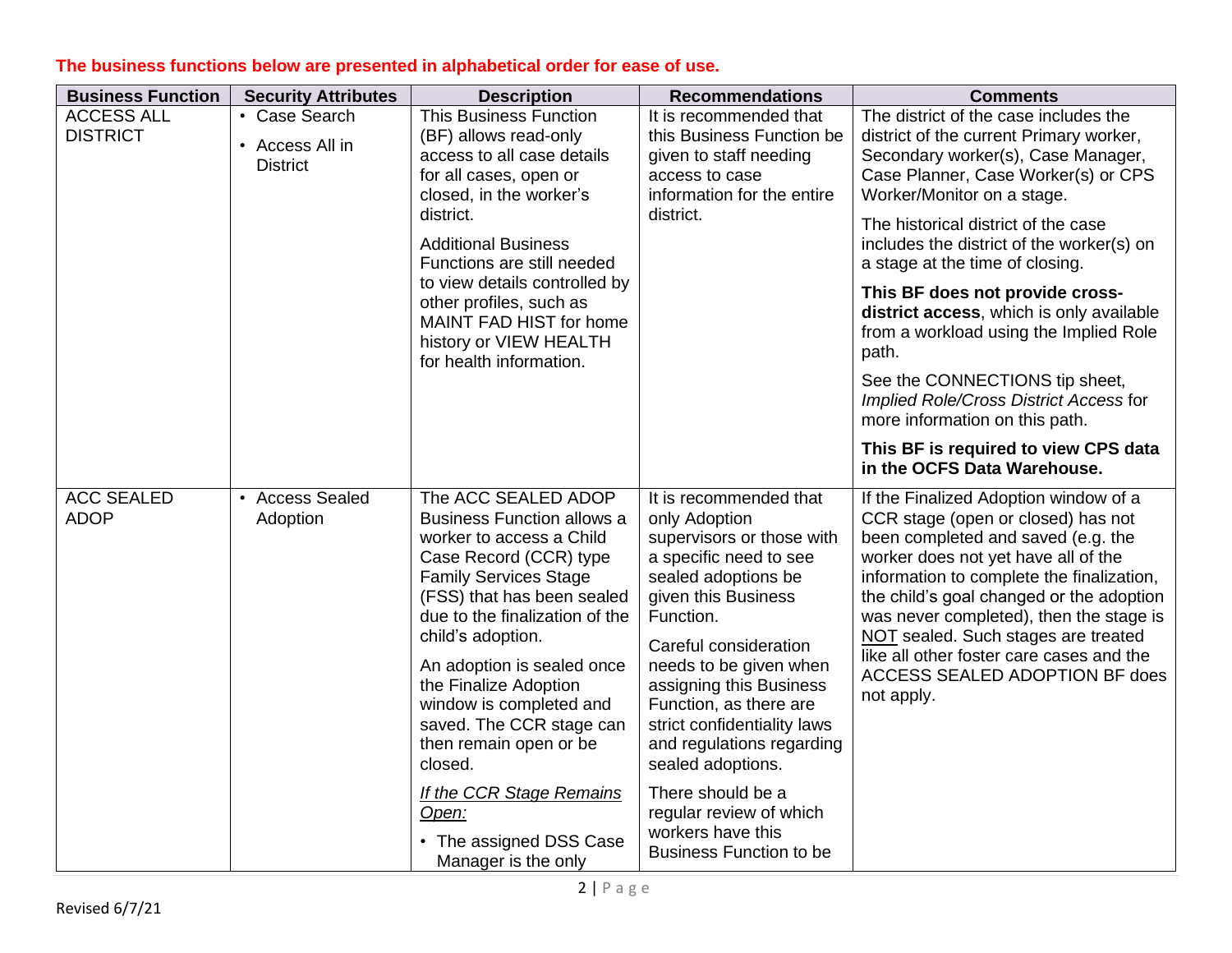**The business functions below are presented in alphabetical order for ease of use.**

| Business Function | Security Attributes | Description | Recommendations | Comments |
|---|---|---|---|---|
| ACCESS ALL DISTRICT | • Case Search<br>• Access All in District | This Business Function (BF) allows read-only access to all case details for all cases, open or closed, in the worker's district.<br><br>Additional Business Functions are still needed to view details controlled by other profiles, such as MAINT FAD HIST for home history or VIEW HEALTH for health information. | It is recommended that this Business Function be given to staff needing access to case information for the entire district. | The district of the case includes the district of the current Primary worker, Secondary worker(s), Case Manager, Case Planner, Case Worker(s) or CPS Worker/Monitor on a stage.<br><br>The historical district of the case includes the district of the worker(s) on a stage at the time of closing.<br><br>**This BF does not provide cross-district access**, which is only available from a workload using the Implied Role path.<br><br>See the CONNECTIONS tip sheet, *Implied Role/Cross District Access* for more information on this path.<br><br>**This BF is required to view CPS data in the OCFS Data Warehouse.** |
| ACC SEALED ADOP | • Access Sealed Adoption | The ACC SEALED ADOP Business Function allows a worker to access a Child Case Record (CCR) type Family Services Stage (FSS) that has been sealed due to the finalization of the child's adoption.<br><br>An adoption is sealed once the Finalize Adoption window is completed and saved. The CCR stage can then remain open or be closed.<br><br>*If the CCR Stage Remains Open:*<br><br>• The assigned DSS Case Manager is the only | It is recommended that only Adoption supervisors or those with a specific need to see sealed adoptions be given this Business Function.<br><br>Careful consideration needs to be given when assigning this Business Function, as there are strict confidentiality laws and regulations regarding sealed adoptions.<br><br>There should be a regular review of which workers have this Business Function to be | If the Finalized Adoption window of a CCR stage (open or closed) has not been completed and saved (e.g. the worker does not yet have all of the information to complete the finalization, the child's goal changed or the adoption was never completed), then the stage is NOT sealed. Such stages are treated like all other foster care cases and the ACCESS SEALED ADOPTION BF does not apply. |

Revised 6/7/21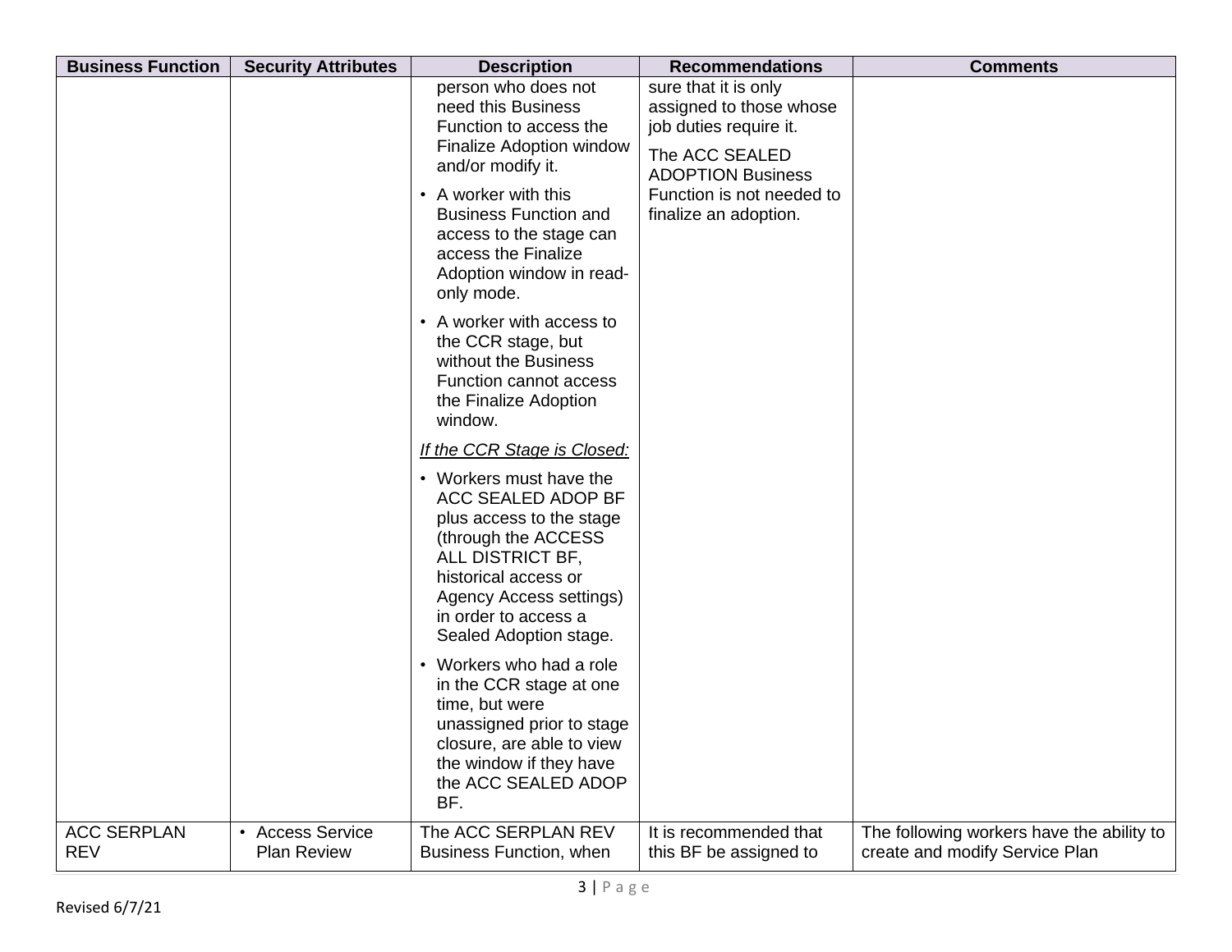| Business Function | Security Attributes | Description | Recommendations | Comments |
|---|---|---|---|---|
| | | person who does not need this Business Function to access the Finalize Adoption window and/or modify it.<br>• A worker with this Business Function and access to the stage can access the Finalize Adoption window in read-only mode.<br>• A worker with access to the CCR stage, but without the Business Function cannot access the Finalize Adoption window.<br>*If the CCR Stage is Closed:*<br>• Workers must have the ACC SEALED ADOP BF plus access to the stage (through the ACCESS ALL DISTRICT BF, historical access or Agency Access settings) in order to access a Sealed Adoption stage.<br>• Workers who had a role in the CCR stage at one time, but were unassigned prior to stage closure, are able to view the window if they have the ACC SEALED ADOP BF. | sure that it is only assigned to those whose job duties require it.<br>The ACC SEALED ADOPTION Business Function is not needed to finalize an adoption. | |
| ACC SERPLAN REV | • Access Service Plan Review | The ACC SERPLAN REV Business Function, when | It is recommended that this BF be assigned to | The following workers have the ability to create and modify Service Plan |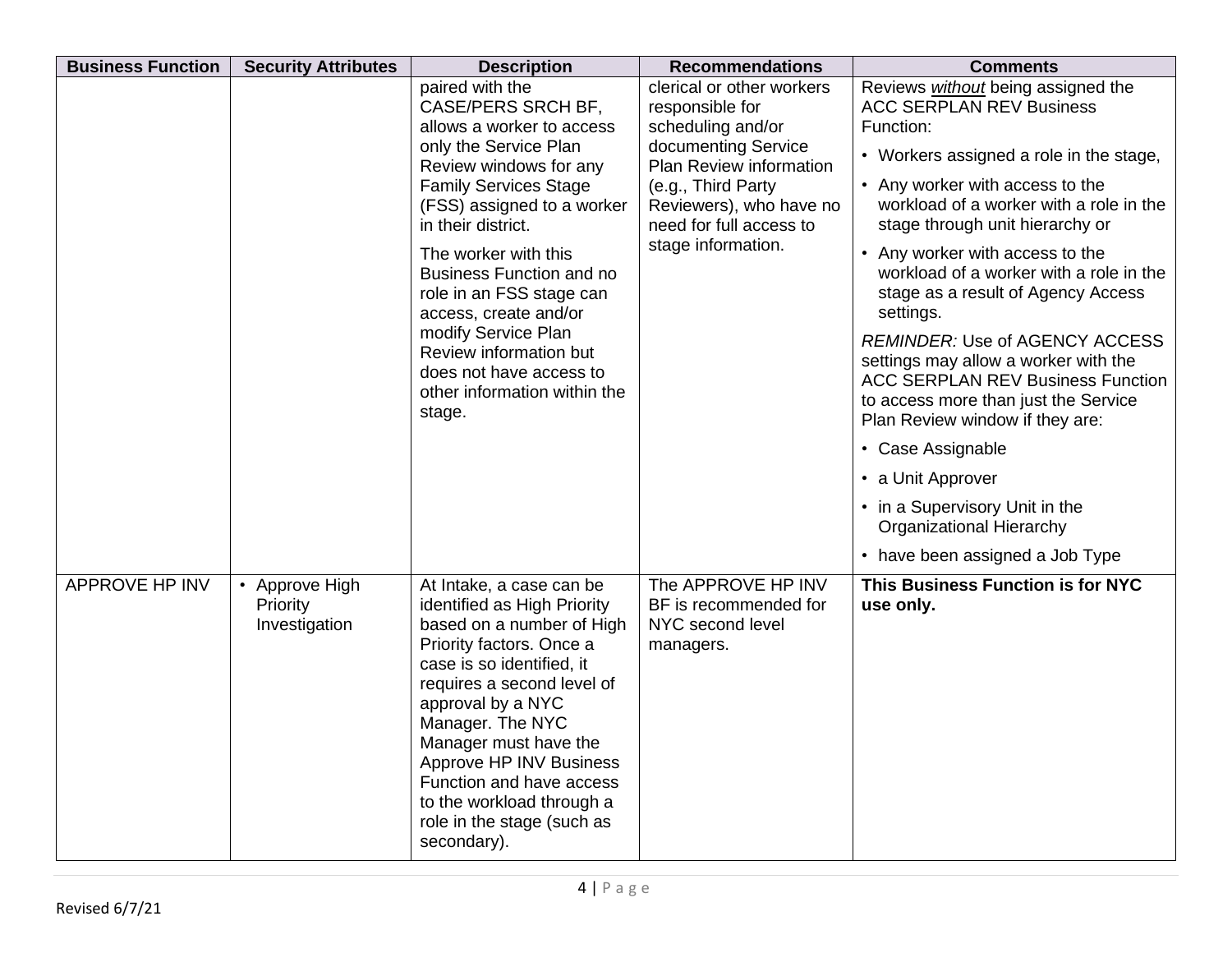| Business Function | Security Attributes | Description | Recommendations | Comments |
|---|---|---|---|---|
| | | paired with the CASE/PERS SRCH BF, allows a worker to access only the Service Plan Review windows for any Family Services Stage (FSS) assigned to a worker in their district.<br><br>The worker with this Business Function and no role in an FSS stage can access, create and/or modify Service Plan Review information but does not have access to other information within the stage. | clerical or other workers responsible for scheduling and/or documenting Service Plan Review information (e.g., Third Party Reviewers), who have no need for full access to stage information. | Reviews ***without*** being assigned the ACC SERPLAN REV Business Function:<br>• Workers assigned a role in the stage,<br>• Any worker with access to the workload of a worker with a role in the stage through unit hierarchy or<br>• Any worker with access to the workload of a worker with a role in the stage as a result of Agency Access settings.<br><br>*REMINDER:* Use of AGENCY ACCESS settings may allow a worker with the ACC SERPLAN REV Business Function to access more than just the Service Plan Review window if they are:<br>• Case Assignable<br>• a Unit Approver<br>• in a Supervisory Unit in the Organizational Hierarchy<br>• have been assigned a Job Type |
| APPROVE HP INV | • Approve High Priority Investigation | At Intake, a case can be identified as High Priority based on a number of High Priority factors. Once a case is so identified, it requires a second level of approval by a NYC Manager. The NYC Manager must have the Approve HP INV Business Function and have access to the workload through a role in the stage (such as secondary). | The APPROVE HP INV BF is recommended for NYC second level managers. | **This Business Function is for NYC use only.** |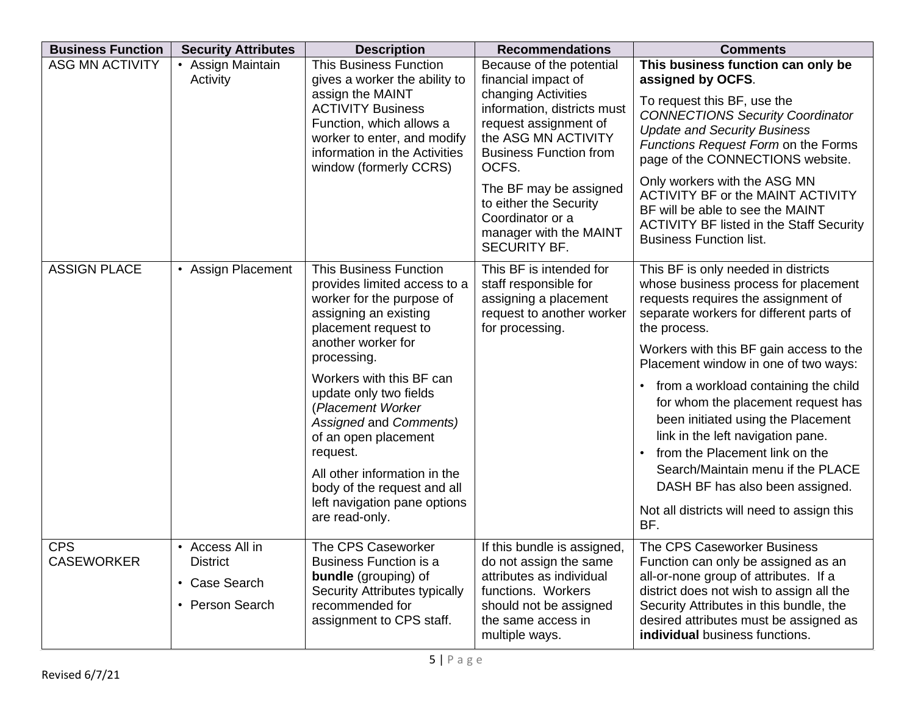| Business Function | Security Attributes | Description | Recommendations | Comments |
|---|---|---|---|---|
| ASG MN ACTIVITY | • Assign Maintain Activity | This Business Function gives a worker the ability to assign the MAINT ACTIVITY Business Function, which allows a worker to enter, and modify information in the Activities window (formerly CCRS) | Because of the potential financial impact of changing Activities information, districts must request assignment of the ASG MN ACTIVITY Business Function from OCFS.<br><br>The BF may be assigned to either the Security Coordinator or a manager with the MAINT SECURITY BF. | **This business function can only be assigned by OCFS**.<br><br>To request this BF, use the *CONNECTIONS Security Coordinator Update and Security Business Functions Request Form* on the Forms page of the CONNECTIONS website.<br><br>Only workers with the ASG MN ACTIVITY BF or the MAINT ACTIVITY BF will be able to see the MAINT ACTIVITY BF listed in the Staff Security Business Function list. |
| ASSIGN PLACE | • Assign Placement | This Business Function provides limited access to a worker for the purpose of assigning an existing placement request to another worker for processing.<br><br>Workers with this BF can update only two fields (*Placement Worker Assigned* and *Comments)* of an open placement request.<br><br>All other information in the body of the request and all left navigation pane options are read-only. | This BF is intended for staff responsible for assigning a placement request to another worker for processing. | This BF is only needed in districts whose business process for placement requests requires the assignment of separate workers for different parts of the process.<br><br>Workers with this BF gain access to the Placement window in one of two ways:<br>• from a workload containing the child for whom the placement request has been initiated using the Placement link in the left navigation pane.<br>• from the Placement link on the Search/Maintain menu if the PLACE DASH BF has also been assigned.<br><br>Not all districts will need to assign this BF. |
| CPS CASEWORKER | • Access All in District<br>• Case Search<br>• Person Search | The CPS Caseworker Business Function is a **bundle** (grouping) of Security Attributes typically recommended for assignment to CPS staff. | If this bundle is assigned, do not assign the same attributes as individual functions. Workers should not be assigned the same access in multiple ways. | The CPS Caseworker Business Function can only be assigned as an all-or-none group of attributes. If a district does not wish to assign all the Security Attributes in this bundle, the desired attributes must be assigned as **individual** business functions. |

Revised 6/7/21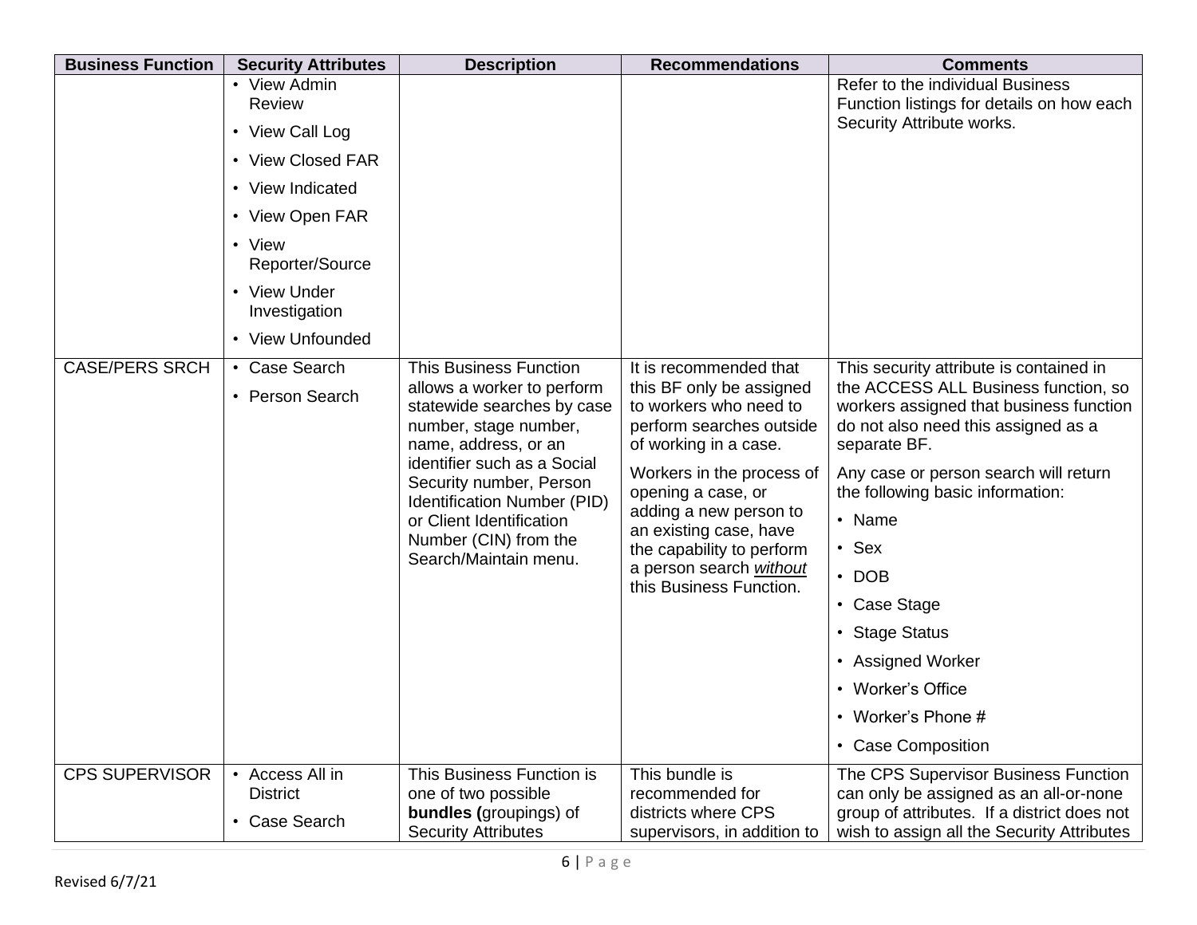| Business Function | Security Attributes | Description | Recommendations | Comments |
|---|---|---|---|---|
| | • View Admin Review<br>• View Call Log<br>• View Closed FAR<br>• View Indicated<br>• View Open FAR<br>• View Reporter/Source<br>• View Under Investigation<br>• View Unfounded | | | Refer to the individual Business Function listings for details on how each Security Attribute works. |
| CASE/PERS SRCH | • Case Search<br>• Person Search | This Business Function allows a worker to perform statewide searches by case number, stage number, name, address, or an identifier such as a Social Security number, Person Identification Number (PID) or Client Identification Number (CIN) from the Search/Maintain menu. | It is recommended that this BF only be assigned to workers who need to perform searches outside of working in a case.<br><br>Workers in the process of opening a case, or adding a new person to an existing case, have the capability to perform a person search ***without*** this Business Function. | This security attribute is contained in the ACCESS ALL Business function, so workers assigned that business function do not also need this assigned as a separate BF.<br><br>Any case or person search will return the following basic information:<br>• Name<br>• Sex<br>• DOB<br>• Case Stage<br>• Stage Status<br>• Assigned Worker<br>• Worker's Office<br>• Worker's Phone #<br>• Case Composition |
| CPS SUPERVISOR | • Access All in District<br>• Case Search | This Business Function is one of two possible **bundles (**groupings) of Security Attributes | This bundle is recommended for districts where CPS supervisors, in addition to | The CPS Supervisor Business Function can only be assigned as an all-or-none group of attributes. If a district does not wish to assign all the Security Attributes |

Revised 6/7/21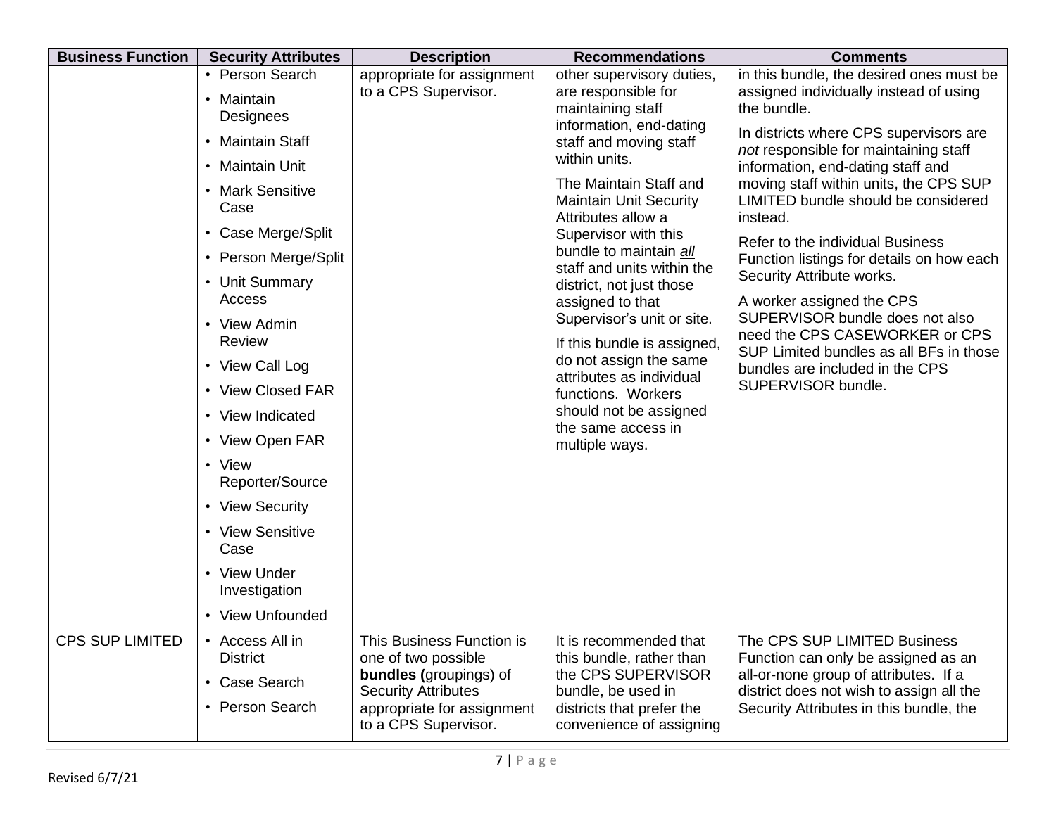| Business Function | Security Attributes | Description | Recommendations | Comments |
|---|---|---|---|---|
| | • Person Search<br>• Maintain Designees<br>• Maintain Staff<br>• Maintain Unit<br>• Mark Sensitive Case<br>• Case Merge/Split<br>• Person Merge/Split<br>• Unit Summary Access<br>• View Admin Review<br>• View Call Log<br>• View Closed FAR<br>• View Indicated<br>• View Open FAR<br>• View Reporter/Source<br>• View Security<br>• View Sensitive Case<br>• View Under Investigation<br>• View Unfounded | appropriate for assignment to a CPS Supervisor. | other supervisory duties, are responsible for maintaining staff information, end-dating staff and moving staff within units.<br><br>The Maintain Staff and Maintain Unit Security Attributes allow a Supervisor with this bundle to maintain <ins>*all*</ins> staff and units within the district, not just those assigned to that Supervisor's unit or site.<br><br>If this bundle is assigned, do not assign the same attributes as individual functions. Workers should not be assigned the same access in multiple ways. | in this bundle, the desired ones must be assigned individually instead of using the bundle.<br><br>In districts where CPS supervisors are *not* responsible for maintaining staff information, end-dating staff and moving staff within units, the CPS SUP LIMITED bundle should be considered instead.<br><br>Refer to the individual Business Function listings for details on how each Security Attribute works.<br><br>A worker assigned the CPS SUPERVISOR bundle does not also need the CPS CASEWORKER or CPS SUP Limited bundles as all BFs in those bundles are included in the CPS SUPERVISOR bundle. |
| CPS SUP LIMITED | • Access All in District<br>• Case Search<br>• Person Search | This Business Function is one of two possible **bundles (**groupings) of Security Attributes appropriate for assignment to a CPS Supervisor. | It is recommended that this bundle, rather than the CPS SUPERVISOR bundle, be used in districts that prefer the convenience of assigning | The CPS SUP LIMITED Business Function can only be assigned as an all-or-none group of attributes. If a district does not wish to assign all the Security Attributes in this bundle, the |

Revised 6/7/21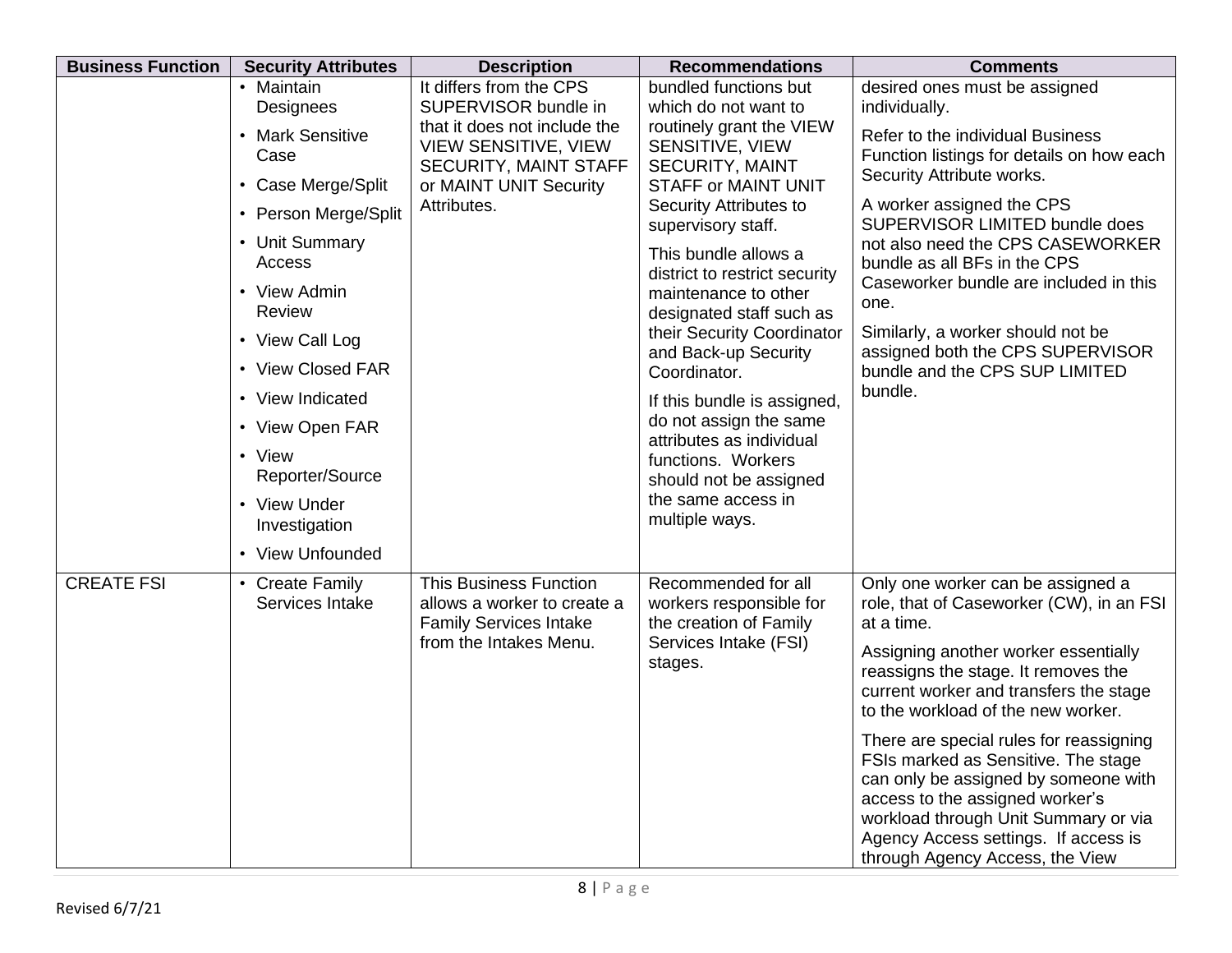| Business Function | Security Attributes | Description | Recommendations | Comments |
|---|---|---|---|---|
| | • Maintain Designees<br>• Mark Sensitive Case<br>• Case Merge/Split<br>• Person Merge/Split<br>• Unit Summary Access<br>• View Admin Review<br>• View Call Log<br>• View Closed FAR<br>• View Indicated<br>• View Open FAR<br>• View Reporter/Source<br>• View Under Investigation<br>• View Unfounded | It differs from the CPS SUPERVISOR bundle in that it does not include the VIEW SENSITIVE, VIEW SECURITY, MAINT STAFF or MAINT UNIT Security Attributes. | bundled functions but which do not want to routinely grant the VIEW SENSITIVE, VIEW SECURITY, MAINT STAFF or MAINT UNIT Security Attributes to supervisory staff.<br><br>This bundle allows a district to restrict security maintenance to other designated staff such as their Security Coordinator and Back-up Security Coordinator.<br><br>If this bundle is assigned, do not assign the same attributes as individual functions. Workers should not be assigned the same access in multiple ways. | desired ones must be assigned individually.<br><br>Refer to the individual Business Function listings for details on how each Security Attribute works.<br><br>A worker assigned the CPS SUPERVISOR LIMITED bundle does not also need the CPS CASEWORKER bundle as all BFs in the CPS Caseworker bundle are included in this one.<br><br>Similarly, a worker should not be assigned both the CPS SUPERVISOR bundle and the CPS SUP LIMITED bundle. |
| CREATE FSI | • Create Family Services Intake | This Business Function allows a worker to create a Family Services Intake from the Intakes Menu. | Recommended for all workers responsible for the creation of Family Services Intake (FSI) stages. | Only one worker can be assigned a role, that of Caseworker (CW), in an FSI at a time.<br><br>Assigning another worker essentially reassigns the stage. It removes the current worker and transfers the stage to the workload of the new worker.<br><br>There are special rules for reassigning FSIs marked as Sensitive. The stage can only be assigned by someone with access to the assigned worker's workload through Unit Summary or via Agency Access settings. If access is through Agency Access, the View |

Revised 6/7/21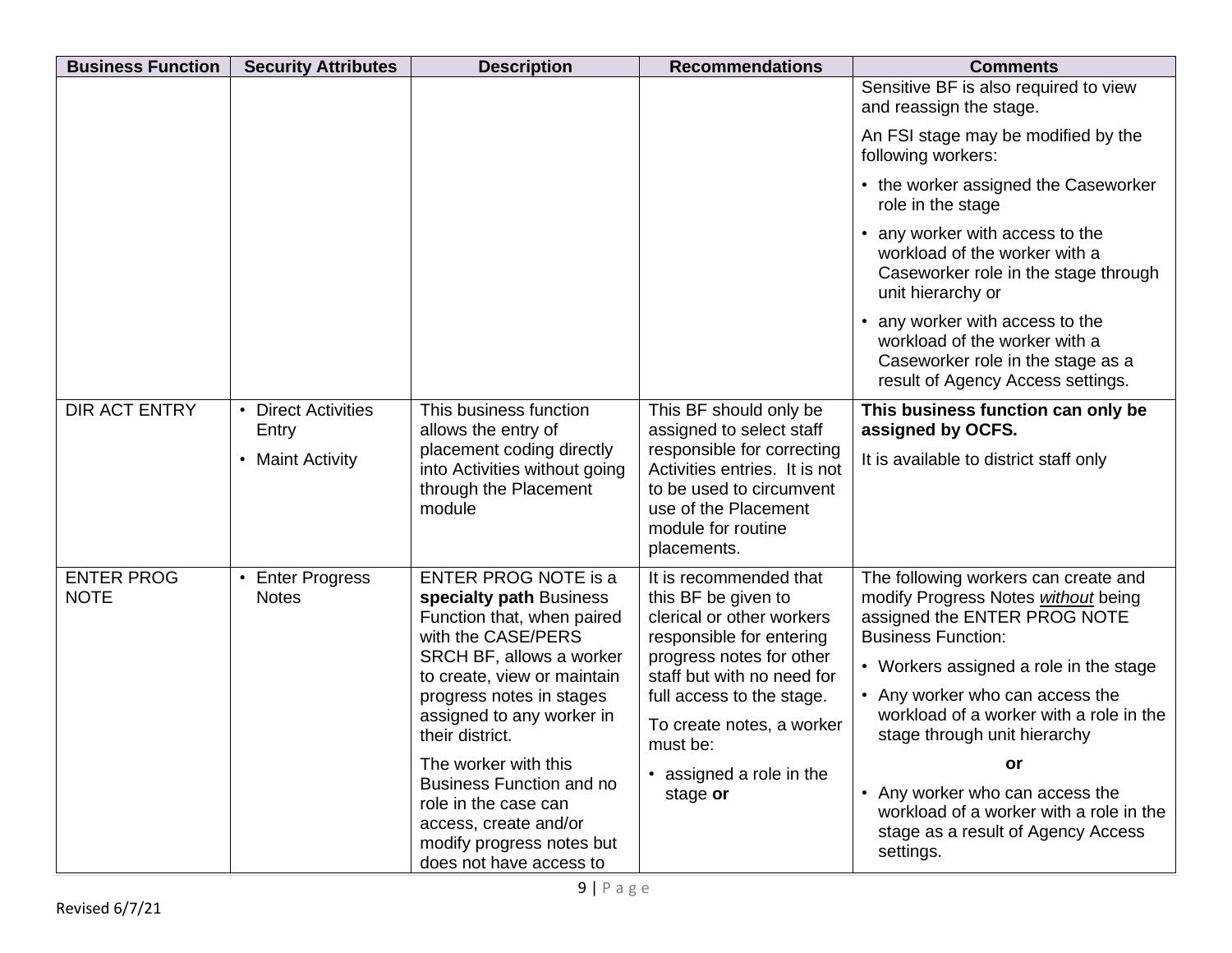| Business Function | Security Attributes | Description | Recommendations | Comments |
|---|---|---|---|---|
| | | | | Sensitive BF is also required to view and reassign the stage.<br><br>An FSI stage may be modified by the following workers:<br>• the worker assigned the Caseworker role in the stage<br>• any worker with access to the workload of the worker with a Caseworker role in the stage through unit hierarchy or<br>• any worker with access to the workload of the worker with a Caseworker role in the stage as a result of Agency Access settings. |
| DIR ACT ENTRY | • Direct Activities Entry<br>• Maint Activity | This business function allows the entry of placement coding directly into Activities without going through the Placement module | This BF should only be assigned to select staff responsible for correcting Activities entries. It is not to be used to circumvent use of the Placement module for routine placements. | **This business function can only be assigned by OCFS.**<br><br>It is available to district staff only |
| ENTER PROG NOTE | • Enter Progress Notes | ENTER PROG NOTE is a **specialty path** Business Function that, when paired with the CASE/PERS SRCH BF, allows a worker to create, view or maintain progress notes in stages assigned to any worker in their district.<br><br>The worker with this Business Function and no role in the case can access, create and/or modify progress notes but does not have access to | It is recommended that this BF be given to clerical or other workers responsible for entering progress notes for other staff but with no need for full access to the stage.<br><br>To create notes, a worker must be:<br>• assigned a role in the stage **or** | The following workers can create and modify Progress Notes ***without*** being assigned the ENTER PROG NOTE Business Function:<br>• Workers assigned a role in the stage<br>• Any worker who can access the workload of a worker with a role in the stage through unit hierarchy<br>**or**<br>• Any worker who can access the workload of a worker with a role in the stage as a result of Agency Access settings. |

Revised 6/7/21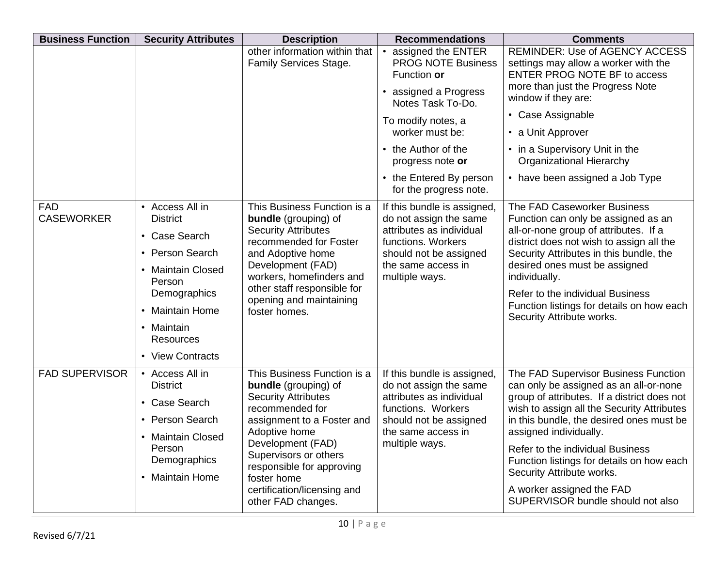| Business Function | Security Attributes | Description | Recommendations | Comments |
|---|---|---|---|---|
| | | other information within that Family Services Stage. | • assigned the ENTER PROG NOTE Business Function **or**<br>• assigned a Progress Notes Task To-Do.<br>To modify notes, a worker must be:<br>• the Author of the progress note **or**<br>• the Entered By person for the progress note. | REMINDER: Use of AGENCY ACCESS settings may allow a worker with the ENTER PROG NOTE BF to access more than just the Progress Note window if they are:<br>• Case Assignable<br>• a Unit Approver<br>• in a Supervisory Unit in the Organizational Hierarchy<br>• have been assigned a Job Type |
| FAD CASEWORKER | • Access All in District<br>• Case Search<br>• Person Search<br>• Maintain Closed Person Demographics<br>• Maintain Home<br>• Maintain Resources<br>• View Contracts | This Business Function is a **bundle** (grouping) of Security Attributes recommended for Foster and Adoptive home Development (FAD) workers, homefinders and other staff responsible for opening and maintaining foster homes. | If this bundle is assigned, do not assign the same attributes as individual functions. Workers should not be assigned the same access in multiple ways. | The FAD Caseworker Business Function can only be assigned as an all-or-none group of attributes. If a district does not wish to assign all the Security Attributes in this bundle, the desired ones must be assigned individually.<br>Refer to the individual Business Function listings for details on how each Security Attribute works. |
| FAD SUPERVISOR | • Access All in District<br>• Case Search<br>• Person Search<br>• Maintain Closed Person Demographics<br>• Maintain Home | This Business Function is a **bundle** (grouping) of Security Attributes recommended for assignment to a Foster and Adoptive home Development (FAD) Supervisors or others responsible for approving foster home certification/licensing and other FAD changes. | If this bundle is assigned, do not assign the same attributes as individual functions. Workers should not be assigned the same access in multiple ways. | The FAD Supervisor Business Function can only be assigned as an all-or-none group of attributes. If a district does not wish to assign all the Security Attributes in this bundle, the desired ones must be assigned individually.<br>Refer to the individual Business Function listings for details on how each Security Attribute works.<br>A worker assigned the FAD SUPERVISOR bundle should not also |

Revised 6/7/21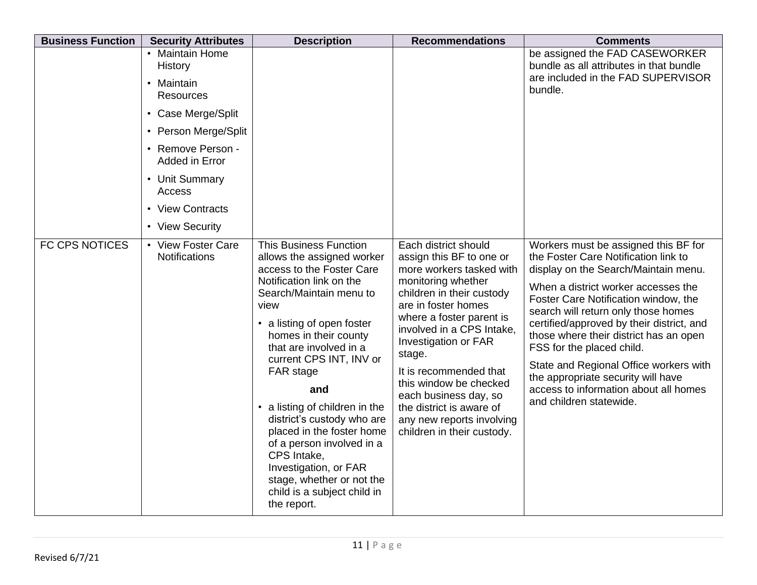| Business Function | Security Attributes | Description | Recommendations | Comments |
|---|---|---|---|---|
| | • Maintain Home History<br>• Maintain Resources<br>• Case Merge/Split<br>• Person Merge/Split<br>• Remove Person - Added in Error<br>• Unit Summary Access<br>• View Contracts<br>• View Security | | | be assigned the FAD CASEWORKER bundle as all attributes in that bundle are included in the FAD SUPERVISOR bundle. |
| FC CPS NOTICES | • View Foster Care Notifications | This Business Function allows the assigned worker access to the Foster Care Notification link on the Search/Maintain menu to view<br>• a listing of open foster homes in their county that are involved in a current CPS INT, INV or FAR stage<br>**and**<br>• a listing of children in the district's custody who are placed in the foster home of a person involved in a CPS Intake, Investigation, or FAR stage, whether or not the child is a subject child in the report. | Each district should assign this BF to one or more workers tasked with monitoring whether children in their custody are in foster homes where a foster parent is involved in a CPS Intake, Investigation or FAR stage.<br>It is recommended that this window be checked each business day, so the district is aware of any new reports involving children in their custody. | Workers must be assigned this BF for the Foster Care Notification link to display on the Search/Maintain menu.<br>When a district worker accesses the Foster Care Notification window, the search will return only those homes certified/approved by their district, and those where their district has an open FSS for the placed child.<br>State and Regional Office workers with the appropriate security will have access to information about all homes and children statewide. |

Revised 6/7/21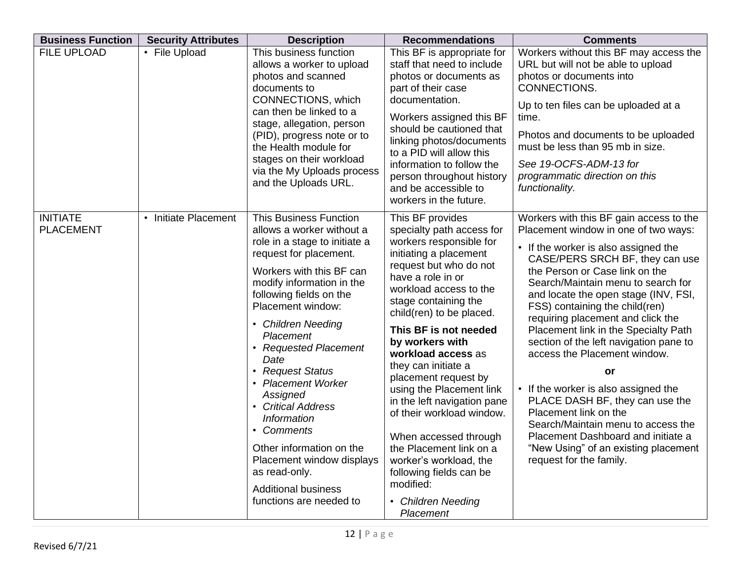| Business Function | Security Attributes | Description | Recommendations | Comments |
|---|---|---|---|---|
| FILE UPLOAD | • File Upload | This business function allows a worker to upload photos and scanned documents to CONNECTIONS, which can then be linked to a stage, allegation, person (PID), progress note or to the Health module for stages on their workload via the My Uploads process and the Uploads URL. | This BF is appropriate for staff that need to include photos or documents as part of their case documentation.<br><br>Workers assigned this BF should be cautioned that linking photos/documents to a PID will allow this information to follow the person throughout history and be accessible to workers in the future. | Workers without this BF may access the URL but will not be able to upload photos or documents into CONNECTIONS.<br><br>Up to ten files can be uploaded at a time.<br><br>Photos and documents to be uploaded must be less than 95 mb in size.<br><br>*See 19-OCFS-ADM-13 for programmatic direction on this functionality.* |
| INITIATE PLACEMENT | • Initiate Placement | This Business Function allows a worker without a role in a stage to initiate a request for placement.<br><br>Workers with this BF can modify information in the following fields on the Placement window:<br>• *Children Needing Placement*<br>• *Requested Placement Date*<br>• *Request Status*<br>• *Placement Worker Assigned*<br>• *Critical Address Information*<br>• *Comments*<br><br>Other information on the Placement window displays as read-only.<br><br>Additional business functions are needed to | This BF provides specialty path access for workers responsible for initiating a placement request but who do not have a role in or workload access to the stage containing the child(ren) to be placed.<br><br>**This BF is not needed by workers with workload access** as they can initiate a placement request by using the Placement link in the left navigation pane of their workload window.<br><br>When accessed through the Placement link on a worker's workload, the following fields can be modified:<br>• *Children Needing Placement* | Workers with this BF gain access to the Placement window in one of two ways:<br>• If the worker is also assigned the CASE/PERS SRCH BF, they can use the Person or Case link on the Search/Maintain menu to search for and locate the open stage (INV, FSI, FSS) containing the child(ren) requiring placement and click the Placement link in the Specialty Path section of the left navigation pane to access the Placement window.<br><br>**or**<br><br>• If the worker is also assigned the PLACE DASH BF, they can use the Placement link on the Search/Maintain menu to access the Placement Dashboard and initiate a "New Using" of an existing placement request for the family. |

Revised 6/7/21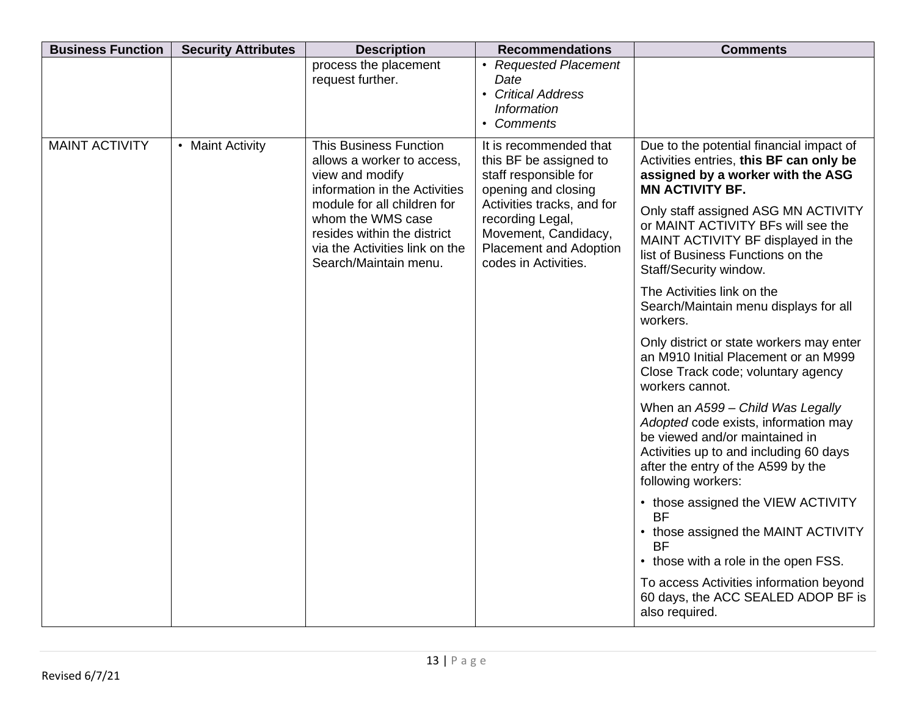| Business Function | Security Attributes | Description | Recommendations | Comments |
|---|---|---|---|---|
| | | process the placement request further. | • *Requested Placement Date*<br>• *Critical Address Information*<br>• *Comments* | |
| MAINT ACTIVITY | • Maint Activity | This Business Function allows a worker to access, view and modify information in the Activities module for all children for whom the WMS case resides within the district via the Activities link on the Search/Maintain menu. | It is recommended that this BF be assigned to staff responsible for opening and closing Activities tracks, and for recording Legal, Movement, Candidacy, Placement and Adoption codes in Activities. | Due to the potential financial impact of Activities entries, **this BF can only be assigned by a worker with the ASG MN ACTIVITY BF.**<br><br>Only staff assigned ASG MN ACTIVITY or MAINT ACTIVITY BFs will see the MAINT ACTIVITY BF displayed in the list of Business Functions on the Staff/Security window.<br><br>The Activities link on the Search/Maintain menu displays for all workers.<br><br>Only district or state workers may enter an M910 Initial Placement or an M999 Close Track code; voluntary agency workers cannot.<br><br>When an *A599 – Child Was Legally Adopted* code exists, information may be viewed and/or maintained in Activities up to and including 60 days after the entry of the A599 by the following workers:<br><br>• those assigned the VIEW ACTIVITY BF<br>• those assigned the MAINT ACTIVITY BF<br>• those with a role in the open FSS.<br><br>To access Activities information beyond 60 days, the ACC SEALED ADOP BF is also required. |

Revised 6/7/21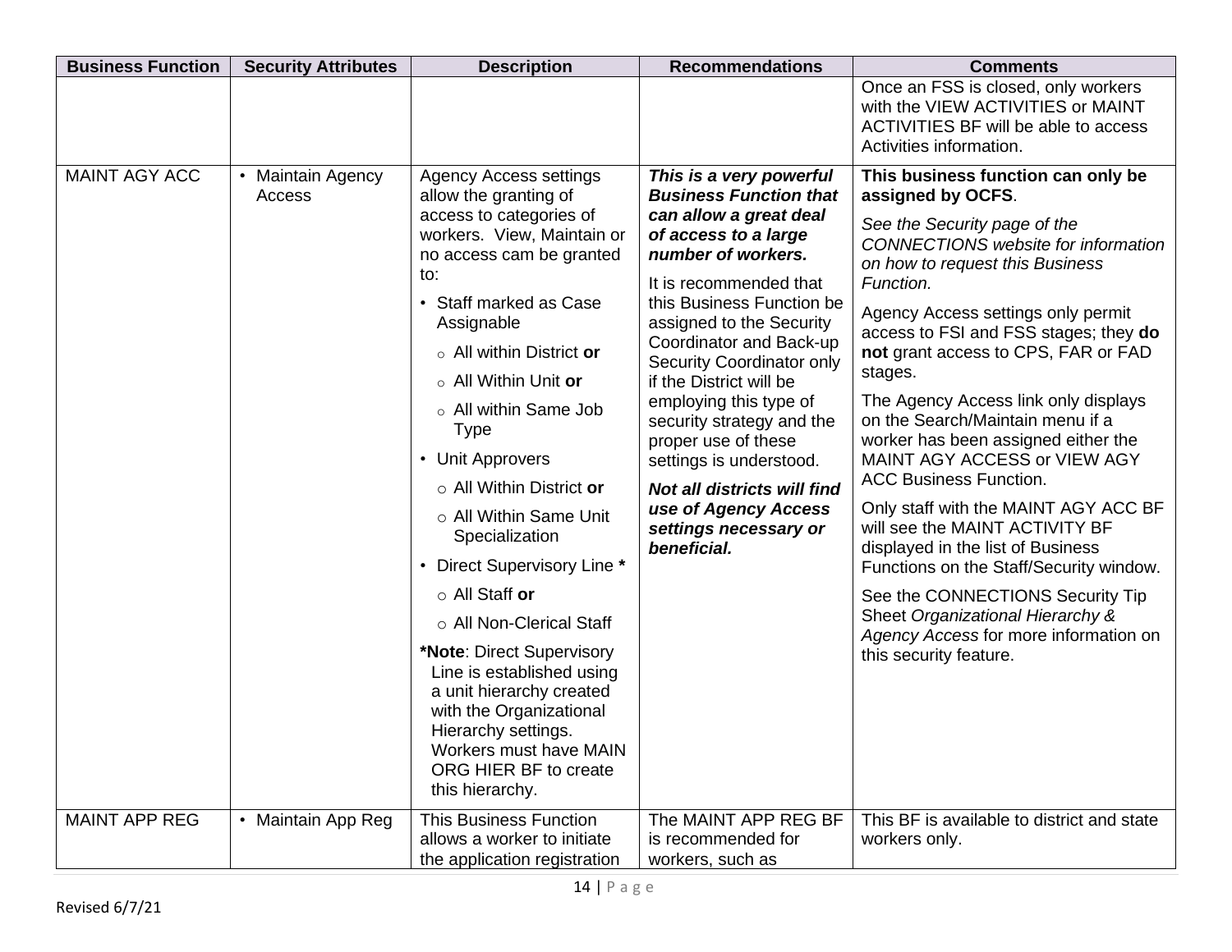| Business Function | Security Attributes | Description | Recommendations | Comments |
|---|---|---|---|---|
| | | | | Once an FSS is closed, only workers with the VIEW ACTIVITIES or MAINT ACTIVITIES BF will be able to access Activities information. |
| MAINT AGY ACC | • Maintain Agency Access | Agency Access settings allow the granting of access to categories of workers. View, Maintain or no access cam be granted to:<br>• Staff marked as Case Assignable<br>○ All within District **or**<br>○ All Within Unit **or**<br>○ All within Same Job Type<br>• Unit Approvers<br>○ All Within District **or**<br>○ All Within Same Unit Specialization<br>• Direct Supervisory Line **\***<br>○ All Staff **or**<br>○ All Non-Clerical Staff<br>**\*Note**: Direct Supervisory Line is established using a unit hierarchy created with the Organizational Hierarchy settings. Workers must have MAIN ORG HIER BF to create this hierarchy. | ***This is a very powerful Business Function that can allow a great deal of access to a large number of workers.***<br>It is recommended that this Business Function be assigned to the Security Coordinator and Back-up Security Coordinator only if the District will be employing this type of security strategy and the proper use of these settings is understood.<br>***Not all districts will find use of Agency Access settings necessary or beneficial.*** | **This business function can only be assigned by OCFS**.<br>*See the Security page of the CONNECTIONS website for information on how to request this Business Function.*<br>Agency Access settings only permit access to FSI and FSS stages; they **do not** grant access to CPS, FAR or FAD stages.<br>The Agency Access link only displays on the Search/Maintain menu if a worker has been assigned either the MAINT AGY ACCESS or VIEW AGY ACC Business Function.<br>Only staff with the MAINT AGY ACC BF will see the MAINT ACTIVITY BF displayed in the list of Business Functions on the Staff/Security window.<br>See the CONNECTIONS Security Tip Sheet *Organizational Hierarchy & Agency Access* for more information on this security feature. |
| MAINT APP REG | • Maintain App Reg | This Business Function allows a worker to initiate the application registration | The MAINT APP REG BF is recommended for workers, such as | This BF is available to district and state workers only. |

Revised 6/7/21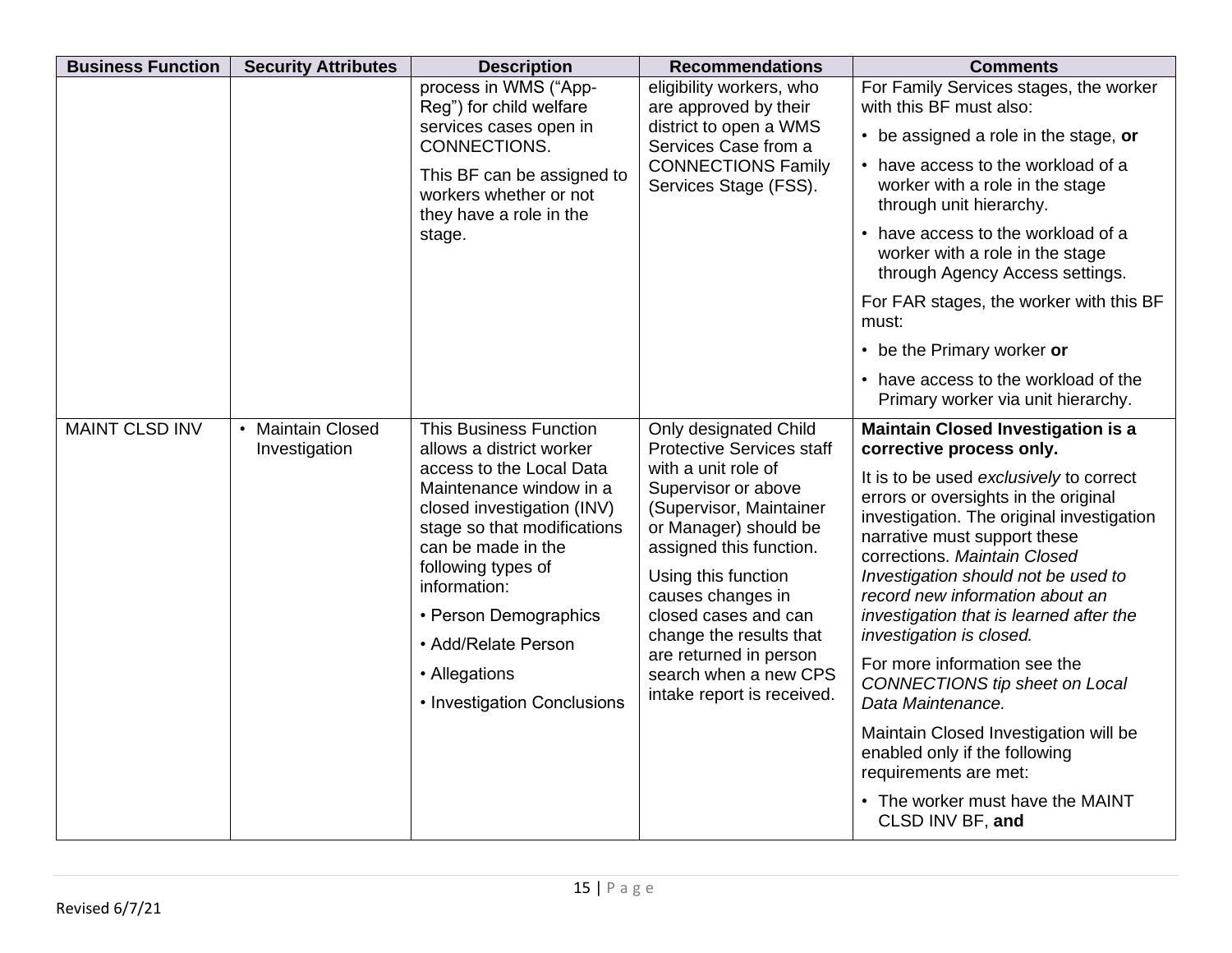| Business Function | Security Attributes | Description | Recommendations | Comments |
|---|---|---|---|---|
| | | process in WMS ("App-Reg") for child welfare services cases open in CONNECTIONS.<br><br>This BF can be assigned to workers whether or not they have a role in the stage. | eligibility workers, who are approved by their district to open a WMS Services Case from a CONNECTIONS Family Services Stage (FSS). | For Family Services stages, the worker with this BF must also:<br><br>• be assigned a role in the stage, **or**<br><br>• have access to the workload of a worker with a role in the stage through unit hierarchy.<br><br>• have access to the workload of a worker with a role in the stage through Agency Access settings.<br><br>For FAR stages, the worker with this BF must:<br><br>• be the Primary worker **or**<br><br>• have access to the workload of the Primary worker via unit hierarchy. |
| MAINT CLSD INV | • Maintain Closed Investigation | This Business Function allows a district worker access to the Local Data Maintenance window in a closed investigation (INV) stage so that modifications can be made in the following types of information:<br><br>• Person Demographics<br><br>• Add/Relate Person<br><br>• Allegations<br><br>• Investigation Conclusions | Only designated Child Protective Services staff with a unit role of Supervisor or above (Supervisor, Maintainer or Manager) should be assigned this function.<br><br>Using this function causes changes in closed cases and can change the results that are returned in person search when a new CPS intake report is received. | **Maintain Closed Investigation is a corrective process only.**<br><br>It is to be used *exclusively* to correct errors or oversights in the original investigation. The original investigation narrative must support these corrections. *Maintain Closed Investigation should not be used to record new information about an investigation that is learned after the investigation is closed.*<br><br>For more information see the *CONNECTIONS tip sheet on Local Data Maintenance.*<br><br>Maintain Closed Investigation will be enabled only if the following requirements are met:<br><br>• The worker must have the MAINT CLSD INV BF, **and** |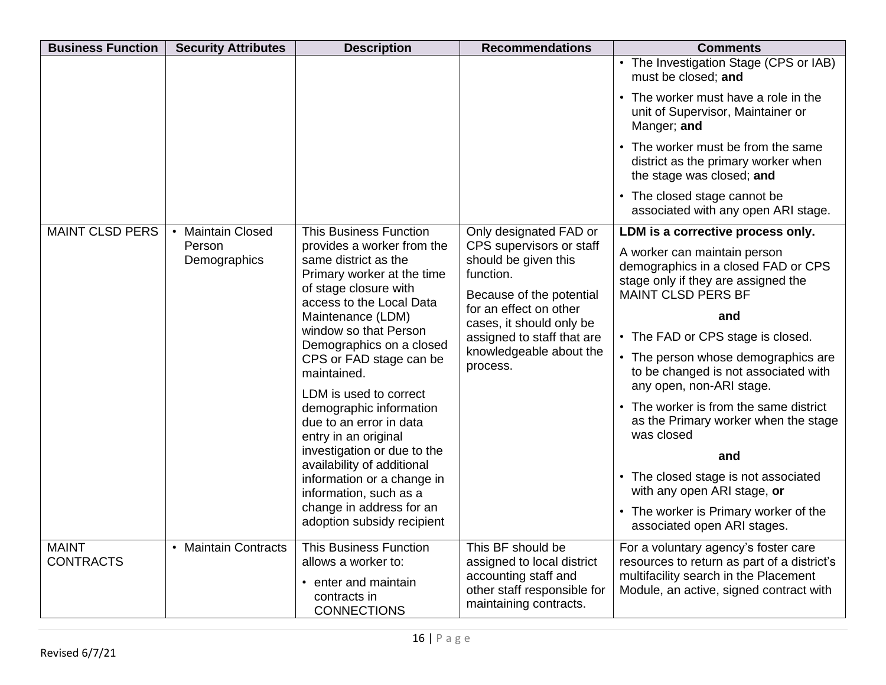| Business Function | Security Attributes | Description | Recommendations | Comments |
|---|---|---|---|---|
| | | | | • The Investigation Stage (CPS or IAB) must be closed; **and**<br>• The worker must have a role in the unit of Supervisor, Maintainer or Manger; **and**<br>• The worker must be from the same district as the primary worker when the stage was closed; **and**<br>• The closed stage cannot be associated with any open ARI stage. |
| MAINT CLSD PERS | • Maintain Closed Person Demographics | This Business Function provides a worker from the same district as the Primary worker at the time of stage closure with access to the Local Data Maintenance (LDM) window so that Person Demographics on a closed CPS or FAD stage can be maintained.<br><br>LDM is used to correct demographic information due to an error in data entry in an original investigation or due to the availability of additional information or a change in information, such as a change in address for an adoption subsidy recipient | Only designated FAD or CPS supervisors or staff should be given this function.<br><br>Because of the potential for an effect on other cases, it should only be assigned to staff that are knowledgeable about the process. | **LDM is a corrective process only.**<br><br>A worker can maintain person demographics in a closed FAD or CPS stage only if they are assigned the MAINT CLSD PERS BF<br><br>**and**<br><br>• The FAD or CPS stage is closed.<br>• The person whose demographics are to be changed is not associated with any open, non-ARI stage.<br>• The worker is from the same district as the Primary worker when the stage was closed<br><br>**and**<br><br>• The closed stage is not associated with any open ARI stage, **or**<br>• The worker is Primary worker of the associated open ARI stages. |
| MAINT CONTRACTS | • Maintain Contracts | This Business Function allows a worker to:<br>• enter and maintain contracts in CONNECTIONS | This BF should be assigned to local district accounting staff and other staff responsible for maintaining contracts. | For a voluntary agency's foster care resources to return as part of a district's multifacility search in the Placement Module, an active, signed contract with |

Revised 6/7/21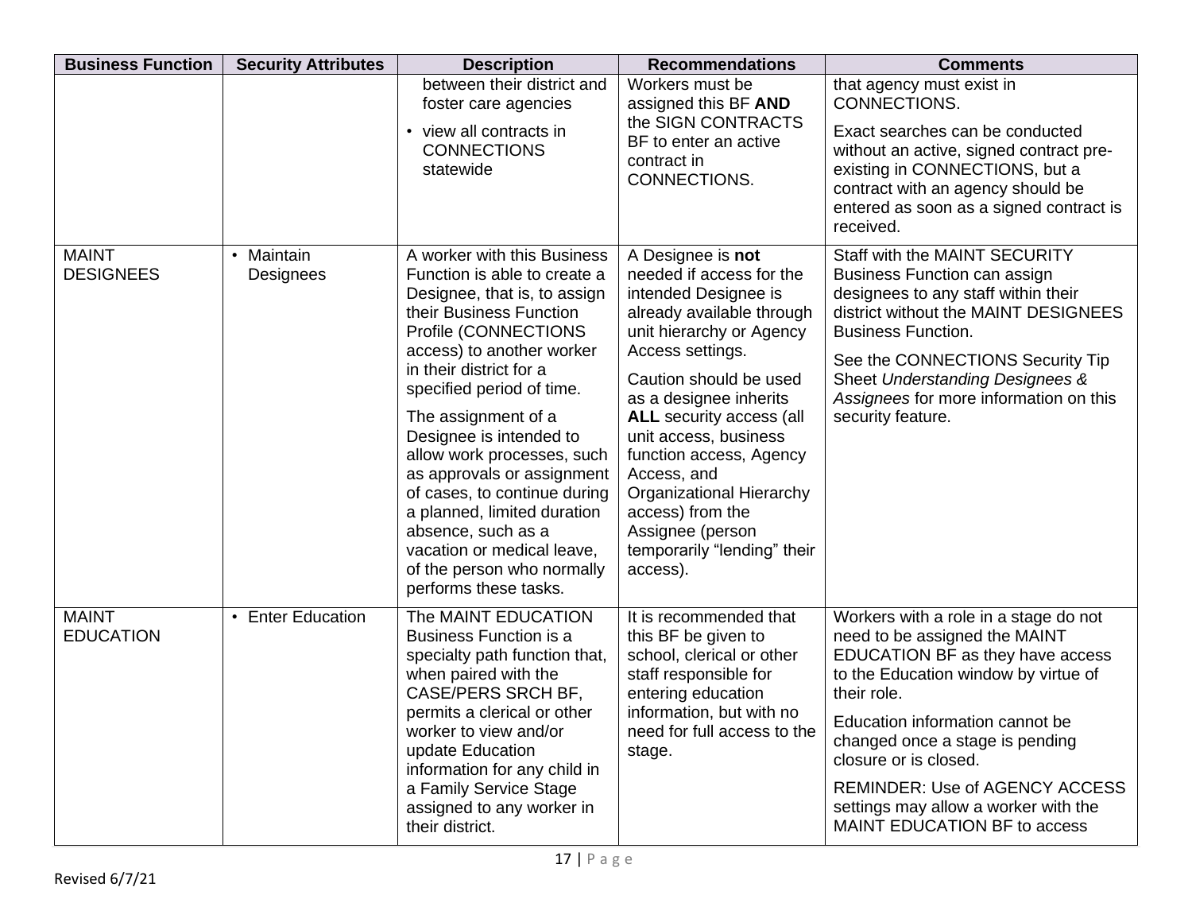| Business Function | Security Attributes | Description | Recommendations | Comments |
| --- | --- | --- | --- | --- |
| | | between their district and foster care agencies<br>• view all contracts in CONNECTIONS statewide | Workers must be assigned this BF **AND** the SIGN CONTRACTS BF to enter an active contract in CONNECTIONS. | that agency must exist in CONNECTIONS.<br><br>Exact searches can be conducted without an active, signed contract pre-existing in CONNECTIONS, but a contract with an agency should be entered as soon as a signed contract is received. |
| MAINT DESIGNEES | • Maintain Designees | A worker with this Business Function is able to create a Designee, that is, to assign their Business Function Profile (CONNECTIONS access) to another worker in their district for a specified period of time.<br><br>The assignment of a Designee is intended to allow work processes, such as approvals or assignment of cases, to continue during a planned, limited duration absence, such as a vacation or medical leave, of the person who normally performs these tasks. | A Designee is **not** needed if access for the intended Designee is already available through unit hierarchy or Agency Access settings.<br><br>Caution should be used as a designee inherits **ALL** security access (all unit access, business function access, Agency Access, and Organizational Hierarchy access) from the Assignee (person temporarily “lending” their access). | Staff with the MAINT SECURITY Business Function can assign designees to any staff within their district without the MAINT DESIGNEES Business Function.<br><br>See the CONNECTIONS Security Tip Sheet *Understanding Designees & Assignees* for more information on this security feature. |
| MAINT EDUCATION | • Enter Education | The MAINT EDUCATION Business Function is a specialty path function that, when paired with the CASE/PERS SRCH BF, permits a clerical or other worker to view and/or update Education information for any child in a Family Service Stage assigned to any worker in their district. | It is recommended that this BF be given to school, clerical or other staff responsible for entering education information, but with no need for full access to the stage. | Workers with a role in a stage do not need to be assigned the MAINT EDUCATION BF as they have access to the Education window by virtue of their role.<br><br>Education information cannot be changed once a stage is pending closure or is closed.<br><br>REMINDER: Use of AGENCY ACCESS settings may allow a worker with the MAINT EDUCATION BF to access |

Revised 6/7/21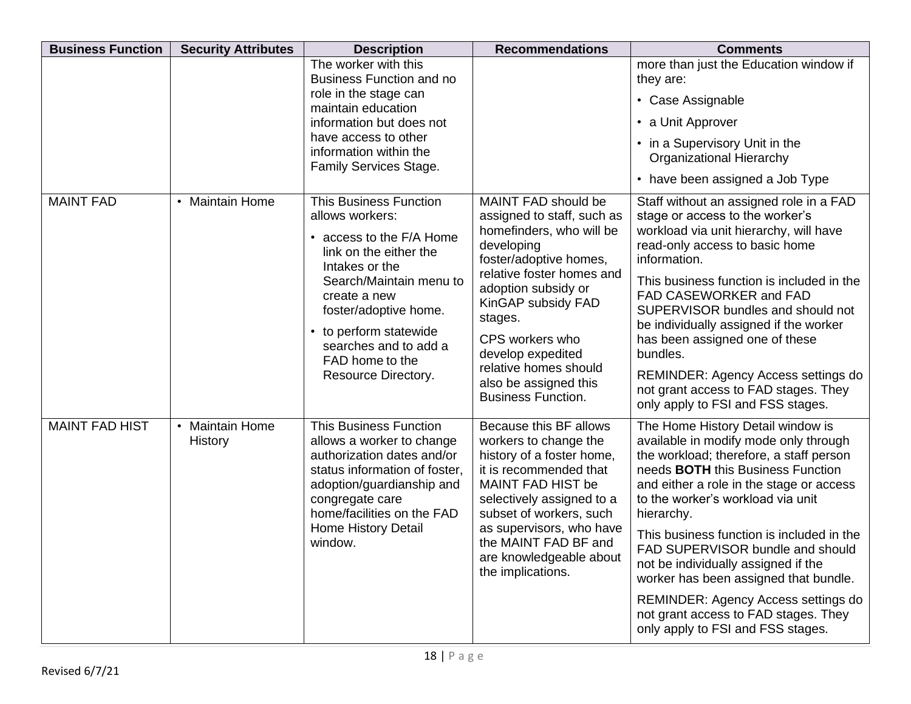| Business Function | Security Attributes | Description | Recommendations | Comments |
| --- | --- | --- | --- | --- |
| | | The worker with this Business Function and no role in the stage can maintain education information but does not have access to other information within the Family Services Stage. | | more than just the Education window if they are:<br>• Case Assignable<br>• a Unit Approver<br>• in a Supervisory Unit in the Organizational Hierarchy<br>• have been assigned a Job Type |
| MAINT FAD | • Maintain Home | This Business Function allows workers:<br>• access to the F/A Home link on the either the Intakes or the Search/Maintain menu to create a new foster/adoptive home.<br>• to perform statewide searches and to add a FAD home to the Resource Directory. | MAINT FAD should be assigned to staff, such as homefinders, who will be developing foster/adoptive homes, relative foster homes and adoption subsidy or KinGAP subsidy FAD stages.<br><br>CPS workers who develop expedited relative homes should also be assigned this Business Function. | Staff without an assigned role in a FAD stage or access to the worker's workload via unit hierarchy, will have read-only access to basic home information.<br><br>This business function is included in the FAD CASEWORKER and FAD SUPERVISOR bundles and should not be individually assigned if the worker has been assigned one of these bundles.<br><br>REMINDER: Agency Access settings do not grant access to FAD stages. They only apply to FSI and FSS stages. |
| MAINT FAD HIST | • Maintain Home History | This Business Function allows a worker to change authorization dates and/or status information of foster, adoption/guardianship and congregate care home/facilities on the FAD Home History Detail window. | Because this BF allows workers to change the history of a foster home, it is recommended that MAINT FAD HIST be selectively assigned to a subset of workers, such as supervisors, who have the MAINT FAD BF and are knowledgeable about the implications. | The Home History Detail window is available in modify mode only through the workload; therefore, a staff person needs **BOTH** this Business Function and either a role in the stage or access to the worker's workload via unit hierarchy.<br><br>This business function is included in the FAD SUPERVISOR bundle and should not be individually assigned if the worker has been assigned that bundle.<br><br>REMINDER: Agency Access settings do not grant access to FAD stages. They only apply to FSI and FSS stages. |

Revised 6/7/21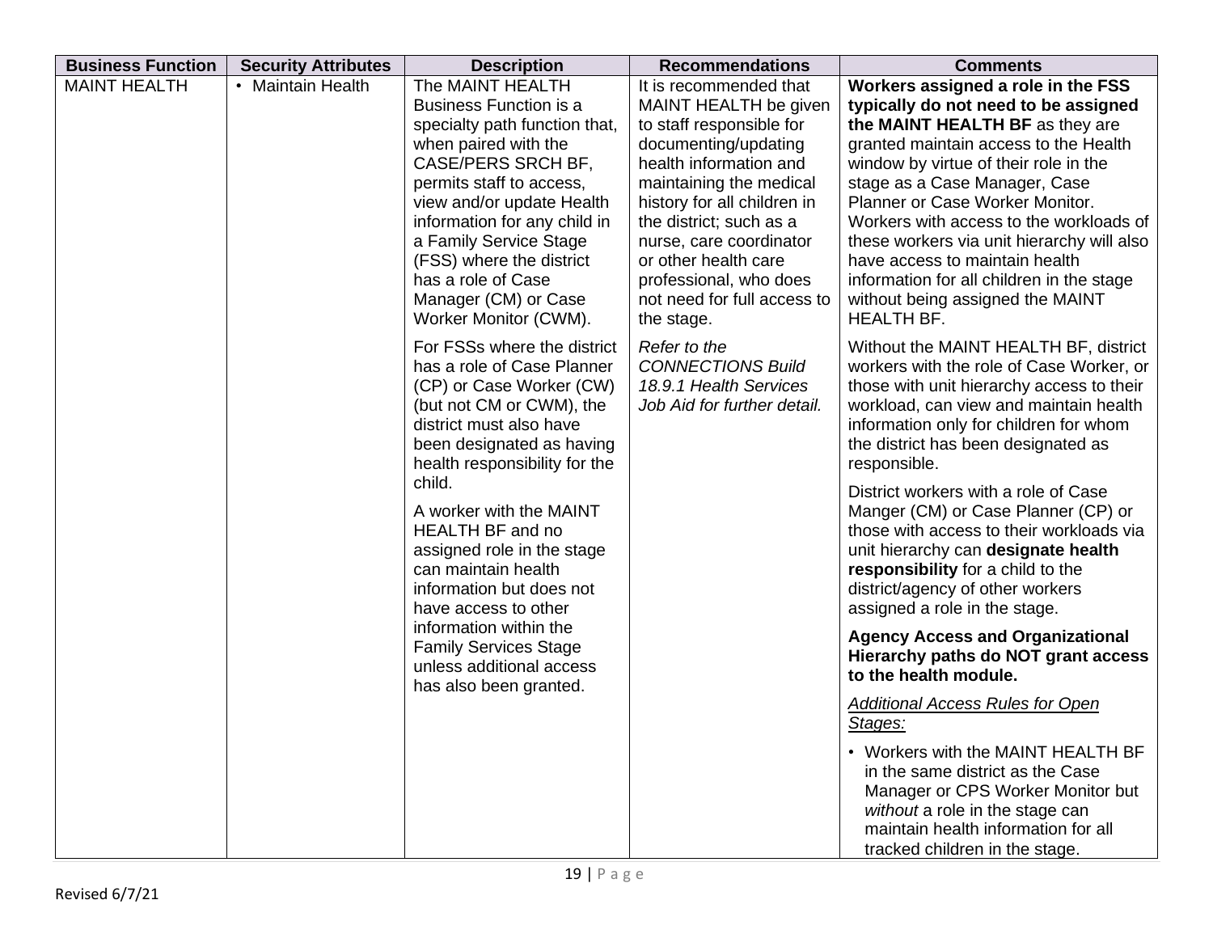| Business Function | Security Attributes | Description | Recommendations | Comments |
|---|---|---|---|---|
| MAINT HEALTH | • Maintain Health | The MAINT HEALTH Business Function is a specialty path function that, when paired with the CASE/PERS SRCH BF, permits staff to access, view and/or update Health information for any child in a Family Service Stage (FSS) where the district has a role of Case Manager (CM) or Case Worker Monitor (CWM).<br><br>For FSSs where the district has a role of Case Planner (CP) or Case Worker (CW) (but not CM or CWM), the district must also have been designated as having health responsibility for the child.<br><br>A worker with the MAINT HEALTH BF and no assigned role in the stage can maintain health information but does not have access to other information within the Family Services Stage unless additional access has also been granted. | It is recommended that MAINT HEALTH be given to staff responsible for documenting/updating health information and maintaining the medical history for all children in the district; such as a nurse, care coordinator or other health care professional, who does not need for full access to the stage.<br><br>*Refer to the CONNECTIONS Build 18.9.1 Health Services Job Aid for further detail.* | **Workers assigned a role in the FSS typically do not need to be assigned the MAINT HEALTH BF** as they are granted maintain access to the Health window by virtue of their role in the stage as a Case Manager, Case Planner or Case Worker Monitor. Workers with access to the workloads of these workers via unit hierarchy will also have access to maintain health information for all children in the stage without being assigned the MAINT HEALTH BF.<br><br>Without the MAINT HEALTH BF, district workers with the role of Case Worker, or those with unit hierarchy access to their workload, can view and maintain health information only for children for whom the district has been designated as responsible.<br><br>District workers with a role of Case Manger (CM) or Case Planner (CP) or those with access to their workloads via unit hierarchy can **designate health responsibility** for a child to the district/agency of other workers assigned a role in the stage.<br><br>**Agency Access and Organizational Hierarchy paths do NOT grant access to the health module.**<br><br><u>*Additional Access Rules for Open Stages:*</u><br><br>• Workers with the MAINT HEALTH BF in the same district as the Case Manager or CPS Worker Monitor but *without* a role in the stage can maintain health information for all tracked children in the stage. |

Revised 6/7/21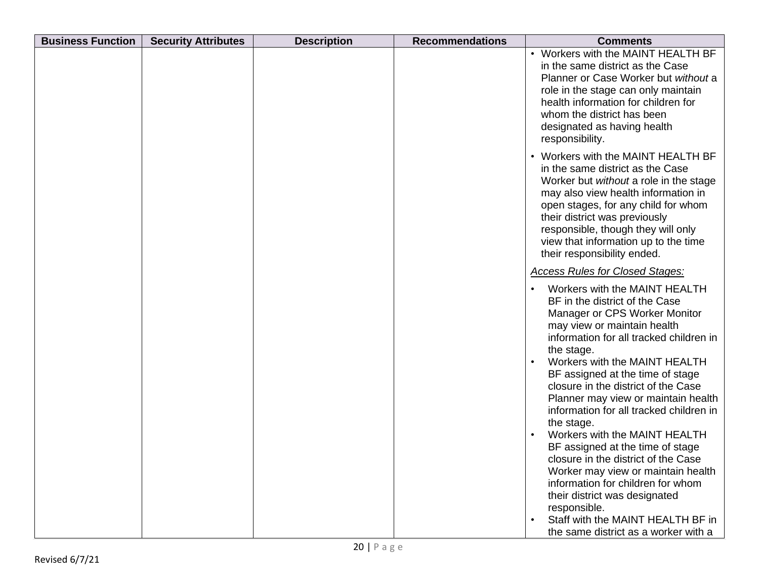| Business Function | Security Attributes | Description | Recommendations | Comments |
|---|---|---|---|---|
| | | | | • Workers with the MAINT HEALTH BF in the same district as the Case Planner or Case Worker but *without* a role in the stage can only maintain health information for children for whom the district has been designated as having health responsibility.<br><br>• Workers with the MAINT HEALTH BF in the same district as the Case Worker but *without* a role in the stage may also view health information in open stages, for any child for whom their district was previously responsible, though they will only view that information up to the time their responsibility ended.<br><br><u>*Access Rules for Closed Stages:*</u><br><br>• Workers with the MAINT HEALTH BF in the district of the Case Manager or CPS Worker Monitor may view or maintain health information for all tracked children in the stage.<br>• Workers with the MAINT HEALTH BF assigned at the time of stage closure in the district of the Case Planner may view or maintain health information for all tracked children in the stage.<br>• Workers with the MAINT HEALTH BF assigned at the time of stage closure in the district of the Case Worker may view or maintain health information for children for whom their district was designated responsible.<br>• Staff with the MAINT HEALTH BF in the same district as a worker with a |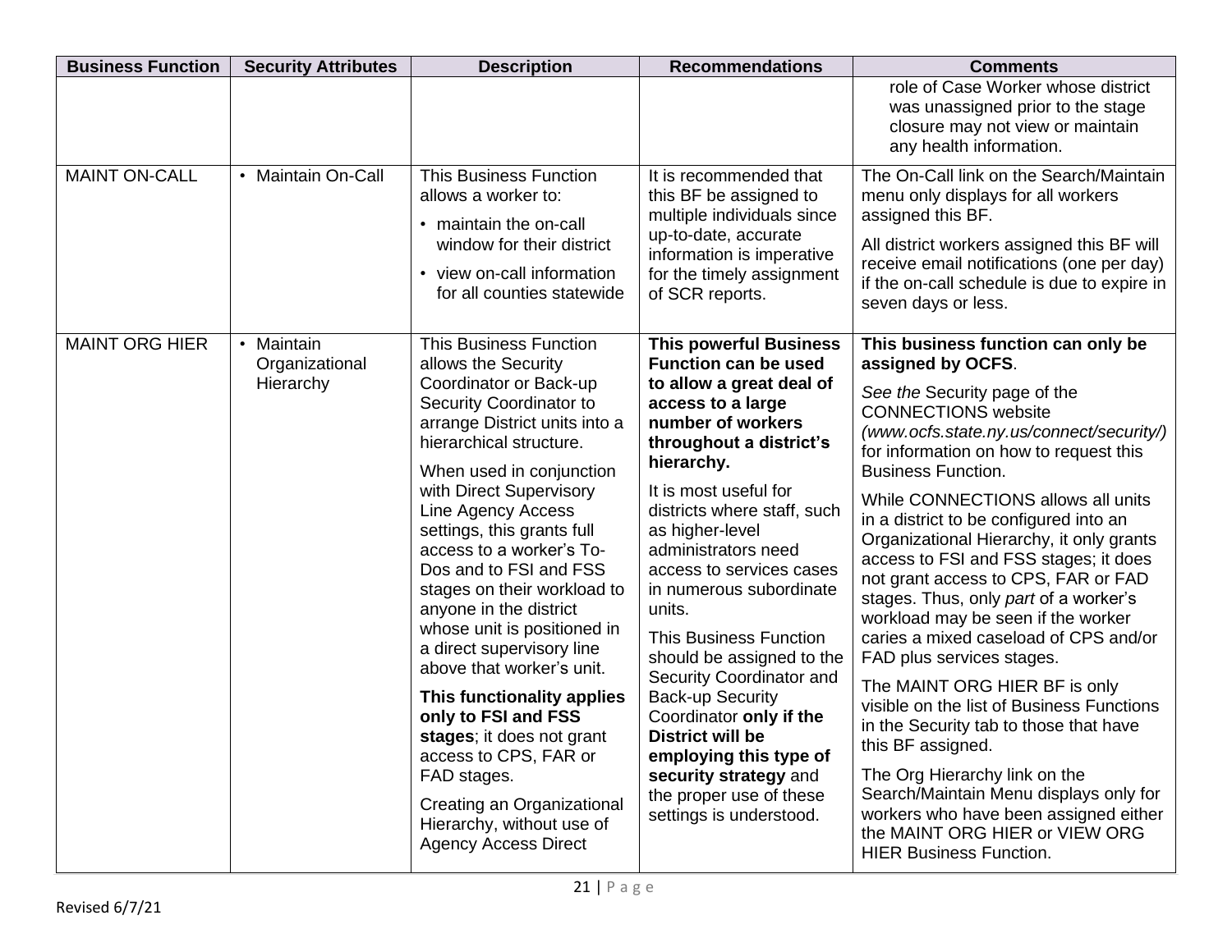| Business Function | Security Attributes | Description | Recommendations | Comments |
|---|---|---|---|---|
| | | | | role of Case Worker whose district was unassigned prior to the stage closure may not view or maintain any health information. |
| MAINT ON-CALL | • Maintain On-Call | This Business Function allows a worker to:<br>• maintain the on-call window for their district<br>• view on-call information for all counties statewide | It is recommended that this BF be assigned to multiple individuals since up-to-date, accurate information is imperative for the timely assignment of SCR reports. | The On-Call link on the Search/Maintain menu only displays for all workers assigned this BF.<br><br>All district workers assigned this BF will receive email notifications (one per day) if the on-call schedule is due to expire in seven days or less. |
| MAINT ORG HIER | • Maintain Organizational Hierarchy | This Business Function allows the Security Coordinator or Back-up Security Coordinator to arrange District units into a hierarchical structure.<br><br>When used in conjunction with Direct Supervisory Line Agency Access settings, this grants full access to a worker's To-Dos and to FSI and FSS stages on their workload to anyone in the district whose unit is positioned in a direct supervisory line above that worker's unit.<br><br>**This functionality applies only to FSI and FSS stages**; it does not grant access to CPS, FAR or FAD stages.<br><br>Creating an Organizational Hierarchy, without use of Agency Access Direct | **This powerful Business Function can be used to allow a great deal of access to a large number of workers throughout a district's hierarchy.**<br><br>It is most useful for districts where staff, such as higher-level administrators need access to services cases in numerous subordinate units.<br><br>This Business Function should be assigned to the Security Coordinator and Back-up Security Coordinator **only if the District will be employing this type of security strategy** and the proper use of these settings is understood. | **This business function can only be assigned by OCFS**.<br><br>*See the* Security page of the CONNECTIONS website *(www.ocfs.state.ny.us/connect/security/)* for information on how to request this Business Function.<br><br>While CONNECTIONS allows all units in a district to be configured into an Organizational Hierarchy, it only grants access to FSI and FSS stages; it does not grant access to CPS, FAR or FAD stages. Thus, only *part* of a worker's workload may be seen if the worker caries a mixed caseload of CPS and/or FAD plus services stages.<br><br>The MAINT ORG HIER BF is only visible on the list of Business Functions in the Security tab to those that have this BF assigned.<br><br>The Org Hierarchy link on the Search/Maintain Menu displays only for workers who have been assigned either the MAINT ORG HIER or VIEW ORG HIER Business Function. |

Revised 6/7/21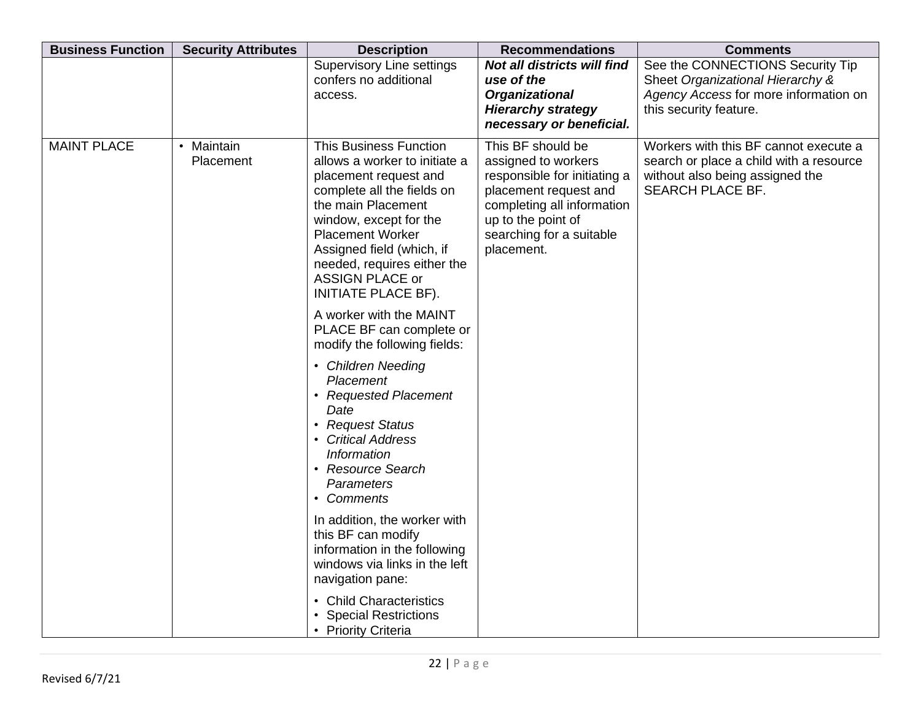| Business Function | Security Attributes | Description | Recommendations | Comments |
|---|---|---|---|---|
| | | Supervisory Line settings confers no additional access. | ***Not all districts will find use of the Organizational Hierarchy strategy necessary or beneficial.*** | See the CONNECTIONS Security Tip Sheet *Organizational Hierarchy & Agency Access* for more information on this security feature. |
| MAINT PLACE | • Maintain Placement | This Business Function allows a worker to initiate a placement request and complete all the fields on the main Placement window, except for the Placement Worker Assigned field (which, if needed, requires either the ASSIGN PLACE or INITIATE PLACE BF).<br><br>A worker with the MAINT PLACE BF can complete or modify the following fields:<br><br>• *Children Needing Placement*<br>• *Requested Placement Date*<br>• *Request Status*<br>• *Critical Address Information*<br>• *Resource Search Parameters*<br>• *Comments*<br><br>In addition, the worker with this BF can modify information in the following windows via links in the left navigation pane:<br><br>• Child Characteristics<br>• Special Restrictions<br>• Priority Criteria | This BF should be assigned to workers responsible for initiating a placement request and completing all information up to the point of searching for a suitable placement. | Workers with this BF cannot execute a search or place a child with a resource without also being assigned the SEARCH PLACE BF. |

Revised 6/7/21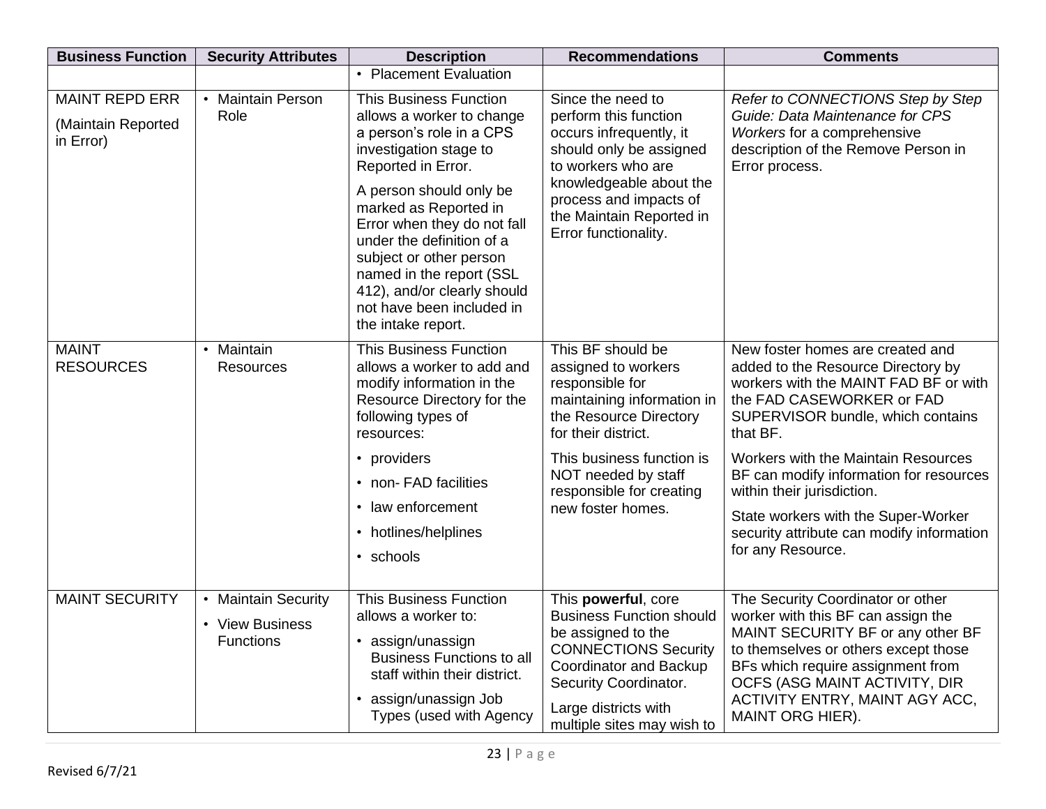| Business Function | Security Attributes | Description | Recommendations | Comments |
|---|---|---|---|---|
| | | • Placement Evaluation | | |
| MAINT REPD ERR<br><br>(Maintain Reported in Error) | • Maintain Person Role | This Business Function allows a worker to change a person's role in a CPS investigation stage to Reported in Error.<br><br>A person should only be marked as Reported in Error when they do not fall under the definition of a subject or other person named in the report (SSL 412), and/or clearly should not have been included in the intake report. | Since the need to perform this function occurs infrequently, it should only be assigned to workers who are knowledgeable about the process and impacts of the Maintain Reported in Error functionality. | *Refer to CONNECTIONS Step by Step Guide: Data Maintenance for CPS Workers* for a comprehensive description of the Remove Person in Error process. |
| MAINT RESOURCES | • Maintain Resources | This Business Function allows a worker to add and modify information in the Resource Directory for the following types of resources:<br><br>• providers<br>• non- FAD facilities<br>• law enforcement<br>• hotlines/helplines<br>• schools | This BF should be assigned to workers responsible for maintaining information in the Resource Directory for their district.<br><br>This business function is NOT needed by staff responsible for creating new foster homes. | New foster homes are created and added to the Resource Directory by workers with the MAINT FAD BF or with the FAD CASEWORKER or FAD SUPERVISOR bundle, which contains that BF.<br><br>Workers with the Maintain Resources BF can modify information for resources within their jurisdiction.<br><br>State workers with the Super-Worker security attribute can modify information for any Resource. |
| MAINT SECURITY | • Maintain Security<br>• View Business Functions | This Business Function allows a worker to:<br><br>• assign/unassign Business Functions to all staff within their district.<br>• assign/unassign Job Types (used with Agency | This **powerful**, core Business Function should be assigned to the CONNECTIONS Security Coordinator and Backup Security Coordinator.<br><br>Large districts with multiple sites may wish to | The Security Coordinator or other worker with this BF can assign the MAINT SECURITY BF or any other BF to themselves or others except those BFs which require assignment from OCFS (ASG MAINT ACTIVITY, DIR ACTIVITY ENTRY, MAINT AGY ACC, MAINT ORG HIER). |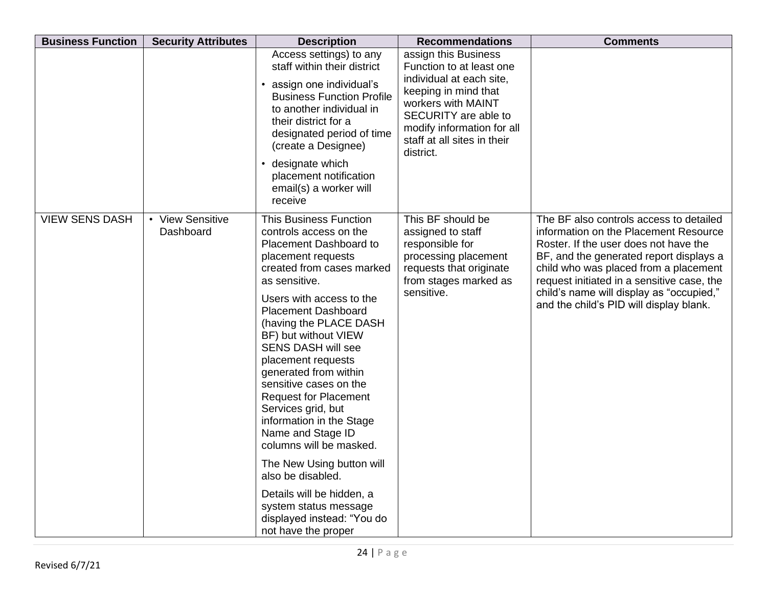| Business Function | Security Attributes | Description | Recommendations | Comments |
|---|---|---|---|---|
| | | Access settings) to any staff within their district<br>• assign one individual's Business Function Profile to another individual in their district for a designated period of time (create a Designee)<br>• designate which placement notification email(s) a worker will receive | assign this Business Function to at least one individual at each site, keeping in mind that workers with MAINT SECURITY are able to modify information for all staff at all sites in their district. | |
| VIEW SENS DASH | • View Sensitive Dashboard | This Business Function controls access on the Placement Dashboard to placement requests created from cases marked as sensitive.<br><br>Users with access to the Placement Dashboard (having the PLACE DASH BF) but without VIEW SENS DASH will see placement requests generated from within sensitive cases on the Request for Placement Services grid, but information in the Stage Name and Stage ID columns will be masked.<br><br>The New Using button will also be disabled.<br><br>Details will be hidden, a system status message displayed instead: "You do not have the proper | This BF should be assigned to staff responsible for processing placement requests that originate from stages marked as sensitive. | The BF also controls access to detailed information on the Placement Resource Roster. If the user does not have the BF, and the generated report displays a child who was placed from a placement request initiated in a sensitive case, the child's name will display as "occupied," and the child's PID will display blank. |

Revised 6/7/21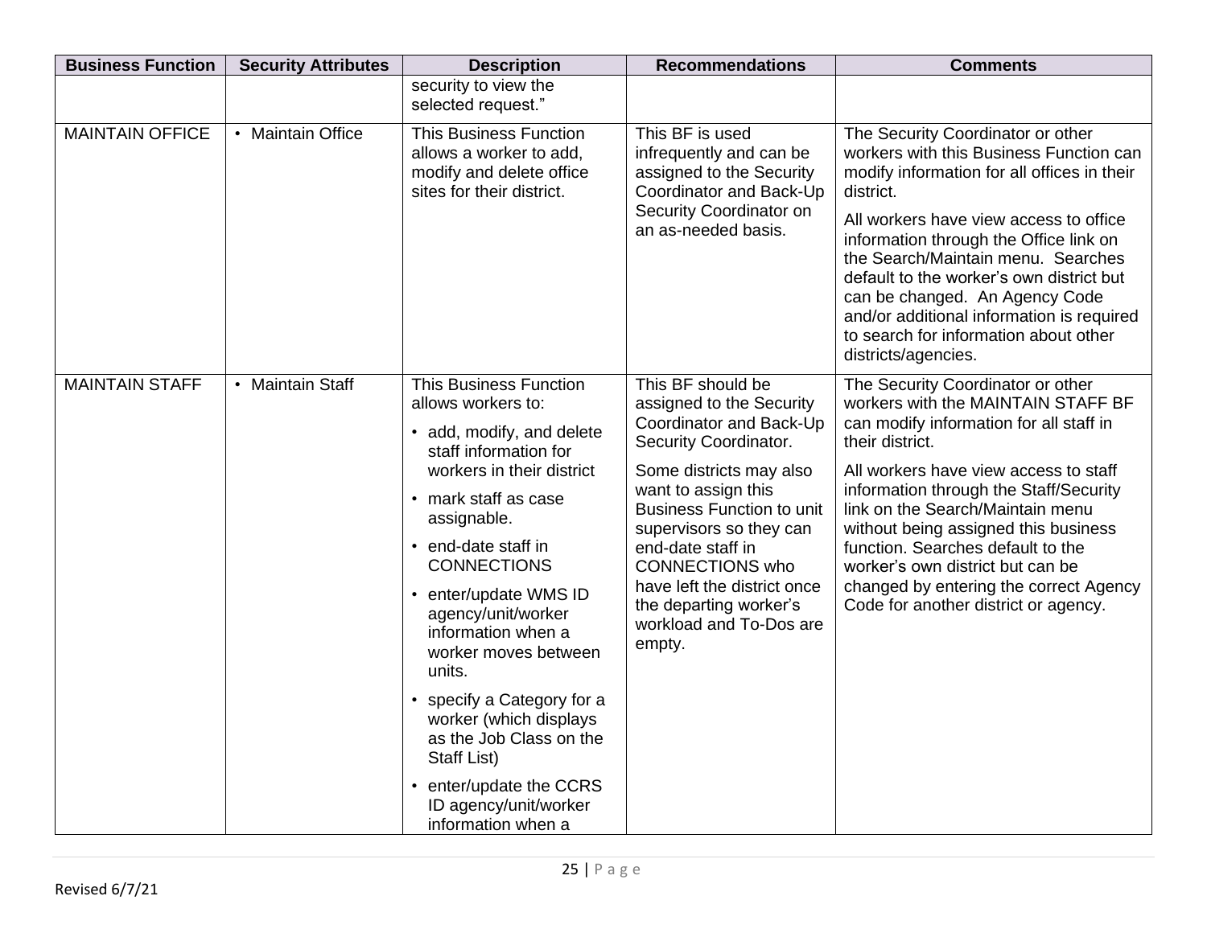| Business Function | Security Attributes | Description | Recommendations | Comments |
|---|---|---|---|---|
| | | security to view the selected request." | | |
| MAINTAIN OFFICE | • Maintain Office | This Business Function allows a worker to add, modify and delete office sites for their district. | This BF is used infrequently and can be assigned to the Security Coordinator and Back-Up Security Coordinator on an as-needed basis. | The Security Coordinator or other workers with this Business Function can modify information for all offices in their district.<br><br>All workers have view access to office information through the Office link on the Search/Maintain menu. Searches default to the worker's own district but can be changed. An Agency Code and/or additional information is required to search for information about other districts/agencies. |
| MAINTAIN STAFF | • Maintain Staff | This Business Function allows workers to:<br><br>• add, modify, and delete staff information for workers in their district<br><br>• mark staff as case assignable.<br><br>• end-date staff in CONNECTIONS<br><br>• enter/update WMS ID agency/unit/worker information when a worker moves between units.<br><br>• specify a Category for a worker (which displays as the Job Class on the Staff List)<br><br>• enter/update the CCRS ID agency/unit/worker information when a | This BF should be assigned to the Security Coordinator and Back-Up Security Coordinator.<br><br>Some districts may also want to assign this Business Function to unit supervisors so they can end-date staff in CONNECTIONS who have left the district once the departing worker's workload and To-Dos are empty. | The Security Coordinator or other workers with the MAINTAIN STAFF BF can modify information for all staff in their district.<br><br>All workers have view access to staff information through the Staff/Security link on the Search/Maintain menu without being assigned this business function. Searches default to the worker's own district but can be changed by entering the correct Agency Code for another district or agency. |

Revised 6/7/21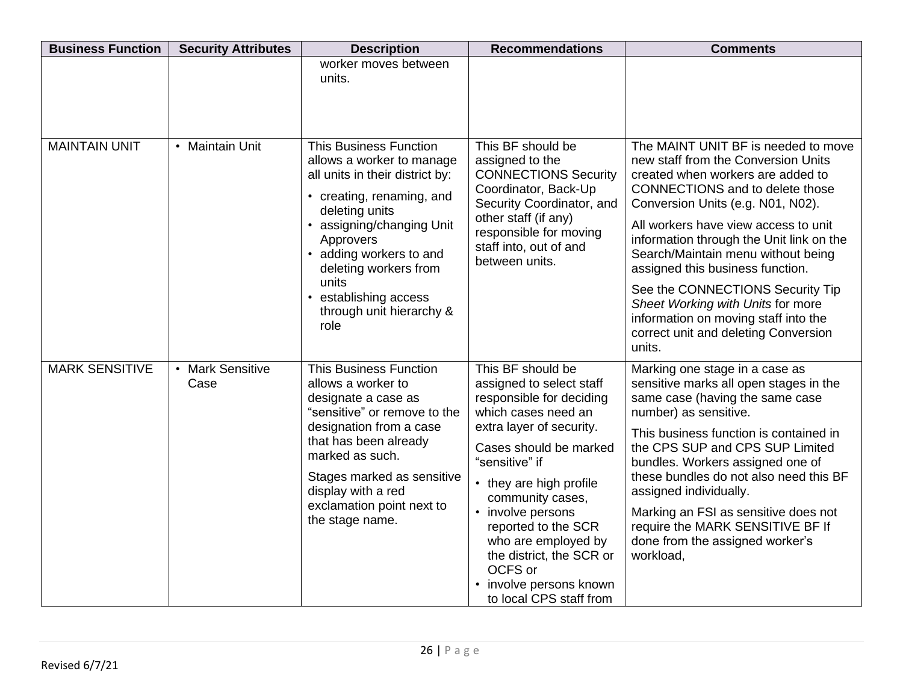| Business Function | Security Attributes | Description | Recommendations | Comments |
|---|---|---|---|---|
| | | worker moves between units. | | |
| MAINTAIN UNIT | • Maintain Unit | This Business Function allows a worker to manage all units in their district by:<br>• creating, renaming, and deleting units<br>• assigning/changing Unit Approvers<br>• adding workers to and deleting workers from units<br>• establishing access through unit hierarchy & role | This BF should be assigned to the CONNECTIONS Security Coordinator, Back-Up Security Coordinator, and other staff (if any) responsible for moving staff into, out of and between units. | The MAINT UNIT BF is needed to move new staff from the Conversion Units created when workers are added to CONNECTIONS and to delete those Conversion Units (e.g. N01, N02).<br>All workers have view access to unit information through the Unit link on the Search/Maintain menu without being assigned this business function.<br>See the CONNECTIONS Security Tip *Sheet Working with Units* for more information on moving staff into the correct unit and deleting Conversion units. |
| MARK SENSITIVE | • Mark Sensitive Case | This Business Function allows a worker to designate a case as "sensitive" or remove to the designation from a case that has been already marked as such.<br>Stages marked as sensitive display with a red exclamation point next to the stage name. | This BF should be assigned to select staff responsible for deciding which cases need an extra layer of security.<br>Cases should be marked "sensitive" if<br>• they are high profile community cases,<br>• involve persons reported to the SCR who are employed by the district, the SCR or OCFS or<br>• involve persons known to local CPS staff from | Marking one stage in a case as sensitive marks all open stages in the same case (having the same case number) as sensitive.<br>This business function is contained in the CPS SUP and CPS SUP Limited bundles. Workers assigned one of these bundles do not also need this BF assigned individually.<br>Marking an FSI as sensitive does not require the MARK SENSITIVE BF If done from the assigned worker's workload, |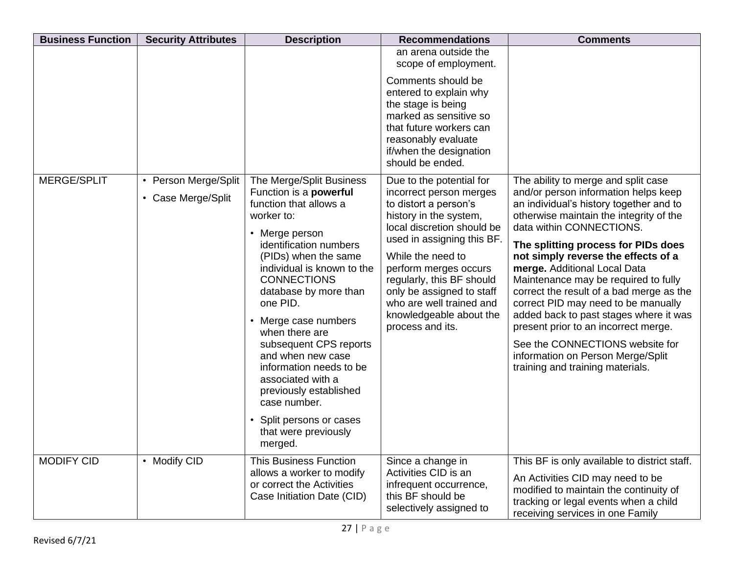| Business Function | Security Attributes | Description | Recommendations | Comments |
|---|---|---|---|---|
| | | | an arena outside the scope of employment.<br><br>Comments should be entered to explain why the stage is being marked as sensitive so that future workers can reasonably evaluate if/when the designation should be ended. | |
| MERGE/SPLIT | • Person Merge/Split<br>• Case Merge/Split | The Merge/Split Business Function is a **powerful** function that allows a worker to:<br>• Merge person identification numbers (PIDs) when the same individual is known to the CONNECTIONS database by more than one PID.<br>• Merge case numbers when there are subsequent CPS reports and when new case information needs to be associated with a previously established case number.<br>• Split persons or cases that were previously merged. | Due to the potential for incorrect person merges to distort a person's history in the system, local discretion should be used in assigning this BF.<br><br>While the need to perform merges occurs regularly, this BF should only be assigned to staff who are well trained and knowledgeable about the process and its. | The ability to merge and split case and/or person information helps keep an individual's history together and to otherwise maintain the integrity of the data within CONNECTIONS.<br><br>**The splitting process for PIDs does not simply reverse the effects of a merge.** Additional Local Data Maintenance may be required to fully correct the result of a bad merge as the correct PID may need to be manually added back to past stages where it was present prior to an incorrect merge.<br><br>See the CONNECTIONS website for information on Person Merge/Split training and training materials. |
| MODIFY CID | • Modify CID | This Business Function allows a worker to modify or correct the Activities Case Initiation Date (CID) | Since a change in Activities CID is an infrequent occurrence, this BF should be selectively assigned to | This BF is only available to district staff.<br><br>An Activities CID may need to be modified to maintain the continuity of tracking or legal events when a child receiving services in one Family |

Revised 6/7/21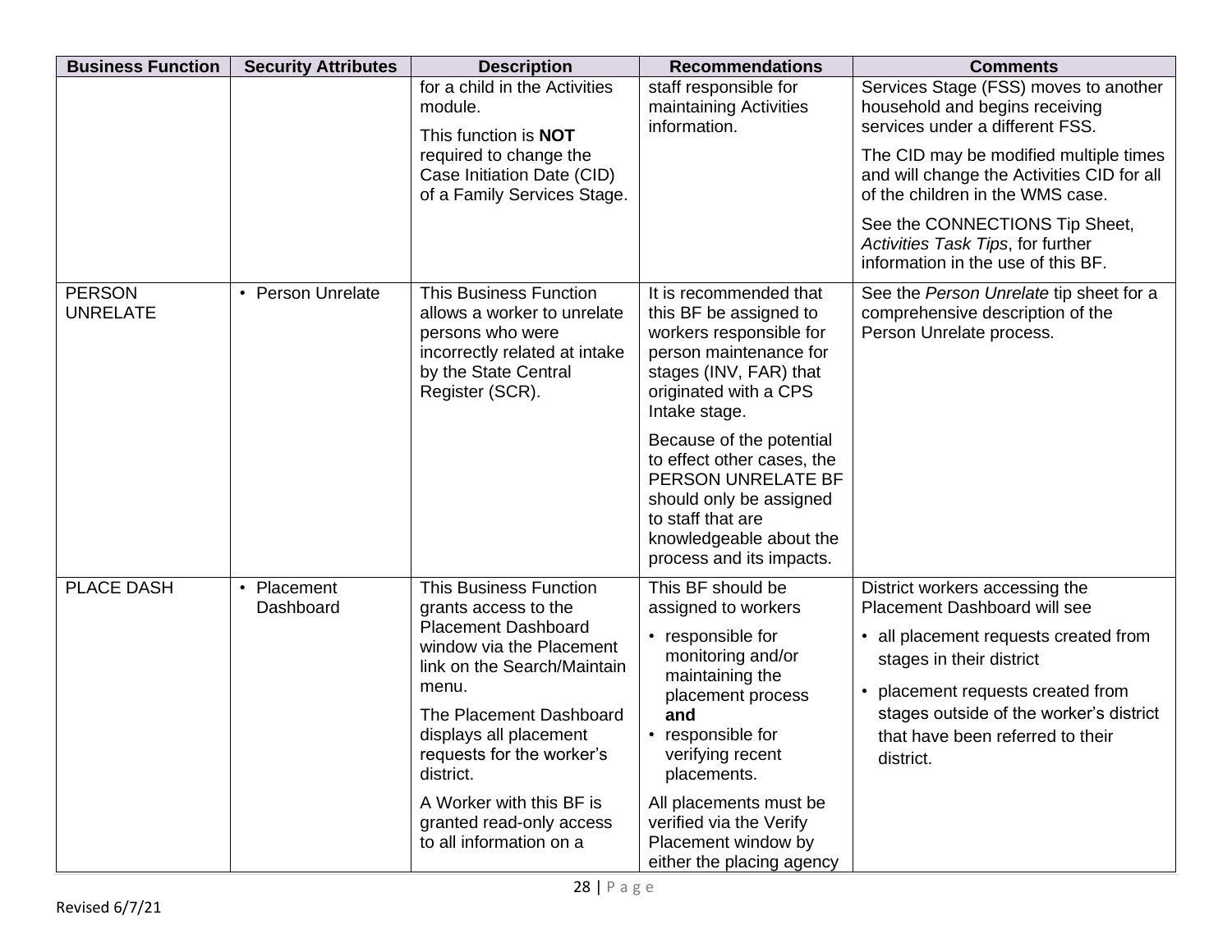| Business Function | Security Attributes | Description | Recommendations | Comments |
|---|---|---|---|---|
| | | for a child in the Activities module.<br><br>This function is **NOT** required to change the Case Initiation Date (CID) of a Family Services Stage. | staff responsible for maintaining Activities information. | Services Stage (FSS) moves to another household and begins receiving services under a different FSS.<br><br>The CID may be modified multiple times and will change the Activities CID for all of the children in the WMS case.<br><br>See the CONNECTIONS Tip Sheet, *Activities Task Tips*, for further information in the use of this BF. |
| PERSON UNRELATE | • Person Unrelate | This Business Function allows a worker to unrelate persons who were incorrectly related at intake by the State Central Register (SCR). | It is recommended that this BF be assigned to workers responsible for person maintenance for stages (INV, FAR) that originated with a CPS Intake stage.<br><br>Because of the potential to effect other cases, the PERSON UNRELATE BF should only be assigned to staff that are knowledgeable about the process and its impacts. | See the *Person Unrelate* tip sheet for a comprehensive description of the Person Unrelate process. |
| PLACE DASH | • Placement Dashboard | This Business Function grants access to the Placement Dashboard window via the Placement link on the Search/Maintain menu.<br><br>The Placement Dashboard displays all placement requests for the worker's district.<br><br>A Worker with this BF is granted read-only access to all information on a | This BF should be assigned to workers<br>• responsible for monitoring and/or maintaining the placement process **and**<br>• responsible for verifying recent placements.<br><br>All placements must be verified via the Verify Placement window by either the placing agency | District workers accessing the Placement Dashboard will see<br>• all placement requests created from stages in their district<br>• placement requests created from stages outside of the worker's district that have been referred to their district. |

Revised 6/7/21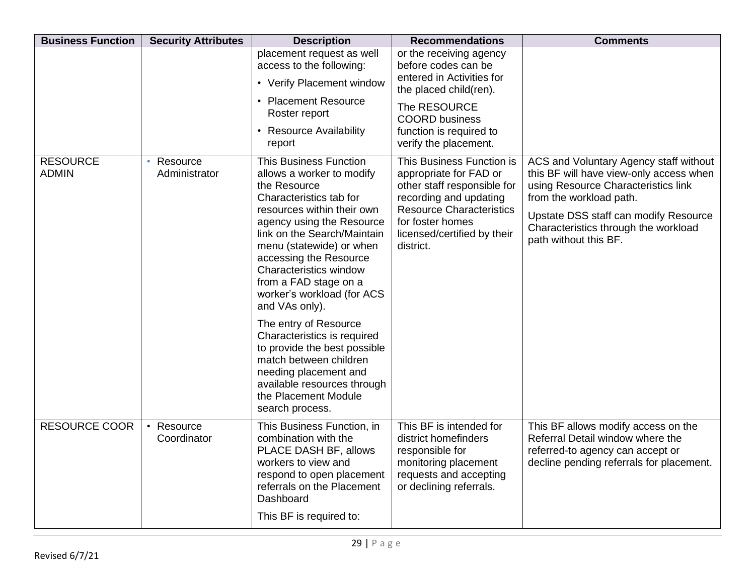| Business Function | Security Attributes | Description | Recommendations | Comments |
|---|---|---|---|---|
| | | placement request as well access to the following:<br>• Verify Placement window<br>• Placement Resource Roster report<br>• Resource Availability report | or the receiving agency before codes can be entered in Activities for the placed child(ren).<br>The RESOURCE COORD business function is required to verify the placement. | |
| RESOURCE ADMIN | • Resource Administrator | This Business Function allows a worker to modify the Resource Characteristics tab for resources within their own agency using the Resource link on the Search/Maintain menu (statewide) or when accessing the Resource Characteristics window from a FAD stage on a worker's workload (for ACS and VAs only).<br>The entry of Resource Characteristics is required to provide the best possible match between children needing placement and available resources through the Placement Module search process. | This Business Function is appropriate for FAD or other staff responsible for recording and updating Resource Characteristics for foster homes licensed/certified by their district. | ACS and Voluntary Agency staff without this BF will have view-only access when using Resource Characteristics link from the workload path.<br>Upstate DSS staff can modify Resource Characteristics through the workload path without this BF. |
| RESOURCE COOR | • Resource Coordinator | This Business Function, in combination with the PLACE DASH BF, allows workers to view and respond to open placement referrals on the Placement Dashboard<br>This BF is required to: | This BF is intended for district homefinders responsible for monitoring placement requests and accepting or declining referrals. | This BF allows modify access on the Referral Detail window where the referred-to agency can accept or decline pending referrals for placement. |

Revised 6/7/21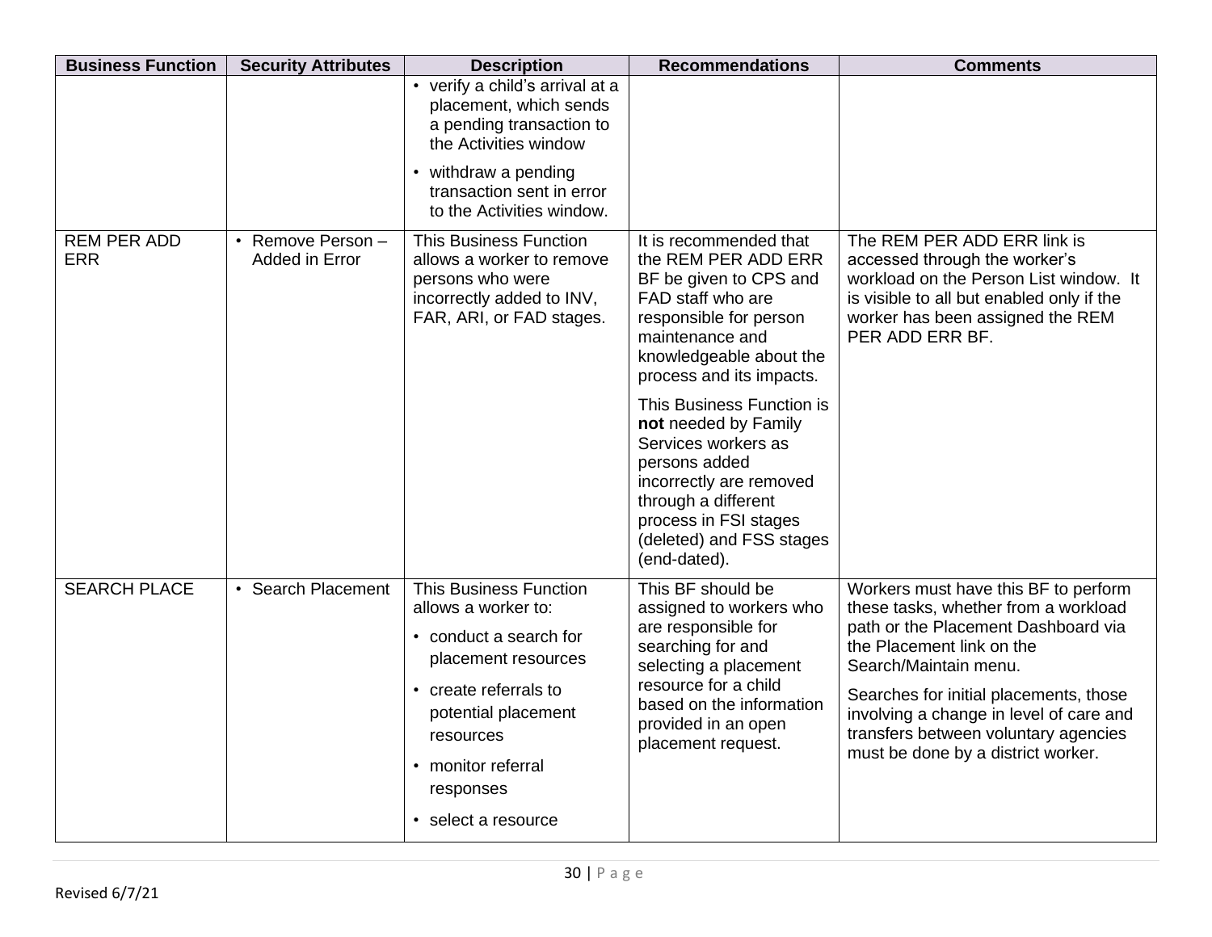| Business Function | Security Attributes | Description | Recommendations | Comments |
|---|---|---|---|---|
| | | • verify a child's arrival at a placement, which sends a pending transaction to the Activities window<br>• withdraw a pending transaction sent in error to the Activities window. | | |
| REM PER ADD ERR | • Remove Person – Added in Error | This Business Function allows a worker to remove persons who were incorrectly added to INV, FAR, ARI, or FAD stages. | It is recommended that the REM PER ADD ERR BF be given to CPS and FAD staff who are responsible for person maintenance and knowledgeable about the process and its impacts.<br><br>This Business Function is **not** needed by Family Services workers as persons added incorrectly are removed through a different process in FSI stages (deleted) and FSS stages (end-dated). | The REM PER ADD ERR link is accessed through the worker's workload on the Person List window. It is visible to all but enabled only if the worker has been assigned the REM PER ADD ERR BF. |
| SEARCH PLACE | • Search Placement | This Business Function allows a worker to:<br>• conduct a search for placement resources<br>• create referrals to potential placement resources<br>• monitor referral responses<br>• select a resource | This BF should be assigned to workers who are responsible for searching for and selecting a placement resource for a child based on the information provided in an open placement request. | Workers must have this BF to perform these tasks, whether from a workload path or the Placement Dashboard via the Placement link on the Search/Maintain menu.<br><br>Searches for initial placements, those involving a change in level of care and transfers between voluntary agencies must be done by a district worker. |

Revised 6/7/21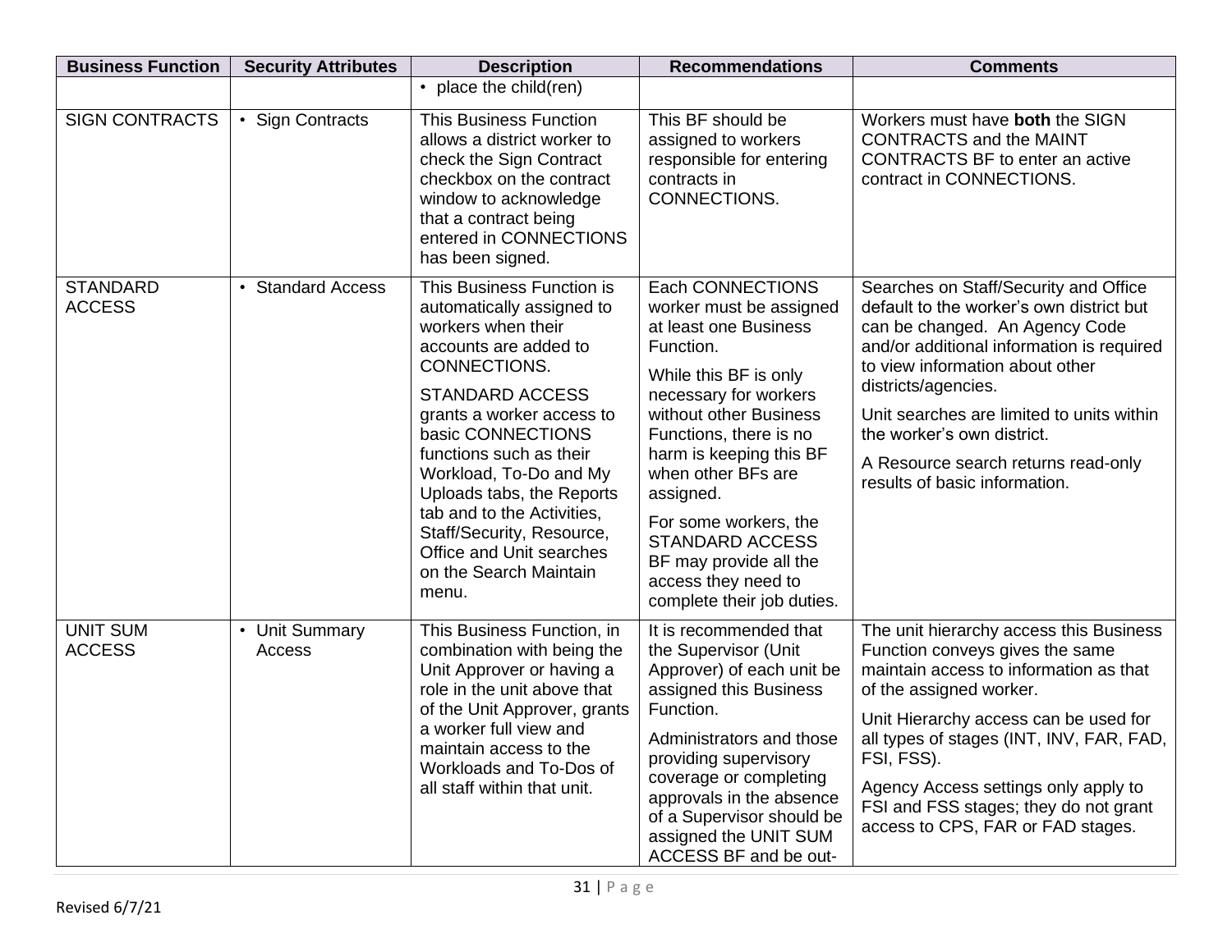| Business Function | Security Attributes | Description | Recommendations | Comments |
|---|---|---|---|---|
| | | • place the child(ren) | | |
| SIGN CONTRACTS | • Sign Contracts | This Business Function allows a district worker to check the Sign Contract checkbox on the contract window to acknowledge that a contract being entered in CONNECTIONS has been signed. | This BF should be assigned to workers responsible for entering contracts in CONNECTIONS. | Workers must have **both** the SIGN CONTRACTS and the MAINT CONTRACTS BF to enter an active contract in CONNECTIONS. |
| STANDARD ACCESS | • Standard Access | This Business Function is automatically assigned to workers when their accounts are added to CONNECTIONS.<br><br>STANDARD ACCESS grants a worker access to basic CONNECTIONS functions such as their Workload, To-Do and My Uploads tabs, the Reports tab and to the Activities, Staff/Security, Resource, Office and Unit searches on the Search Maintain menu. | Each CONNECTIONS worker must be assigned at least one Business Function.<br><br>While this BF is only necessary for workers without other Business Functions, there is no harm is keeping this BF when other BFs are assigned.<br><br>For some workers, the STANDARD ACCESS BF may provide all the access they need to complete their job duties. | Searches on Staff/Security and Office default to the worker's own district but can be changed. An Agency Code and/or additional information is required to view information about other districts/agencies.<br><br>Unit searches are limited to units within the worker's own district.<br><br>A Resource search returns read-only results of basic information. |
| UNIT SUM ACCESS | • Unit Summary Access | This Business Function, in combination with being the Unit Approver or having a role in the unit above that of the Unit Approver, grants a worker full view and maintain access to the Workloads and To-Dos of all staff within that unit. | It is recommended that the Supervisor (Unit Approver) of each unit be assigned this Business Function.<br><br>Administrators and those providing supervisory coverage or completing approvals in the absence of a Supervisor should be assigned the UNIT SUM ACCESS BF and be out- | The unit hierarchy access this Business Function conveys gives the same maintain access to information as that of the assigned worker.<br><br>Unit Hierarchy access can be used for all types of stages (INT, INV, FAR, FAD, FSI, FSS).<br><br>Agency Access settings only apply to FSI and FSS stages; they do not grant access to CPS, FAR or FAD stages. |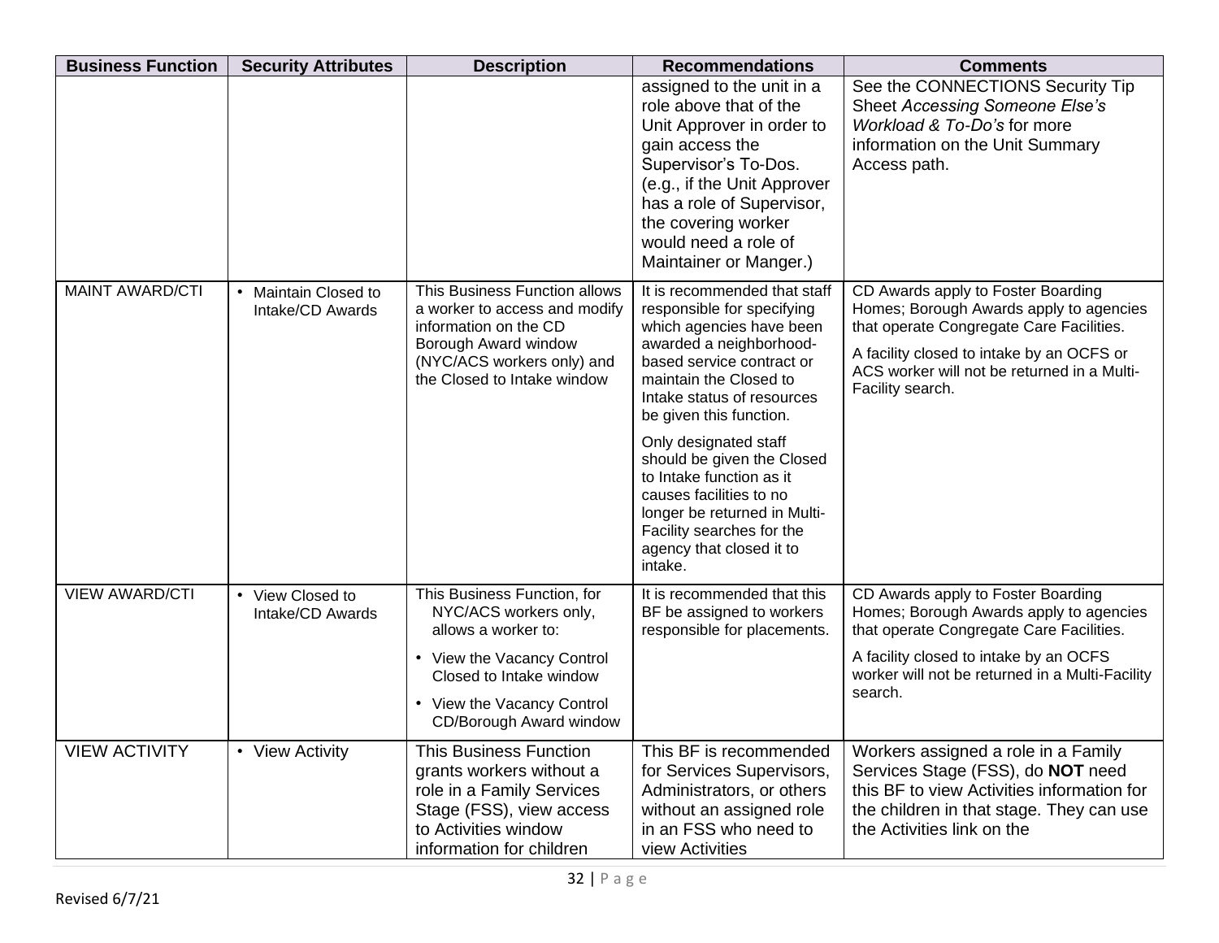| Business Function | Security Attributes | Description | Recommendations | Comments |
|---|---|---|---|---|
| | | | assigned to the unit in a role above that of the Unit Approver in order to gain access the Supervisor's To-Dos. (e.g., if the Unit Approver has a role of Supervisor, the covering worker would need a role of Maintainer or Manger.) | See the CONNECTIONS Security Tip Sheet *Accessing Someone Else's Workload & To-Do's* for more information on the Unit Summary Access path. |
| MAINT AWARD/CTI | • Maintain Closed to Intake/CD Awards | This Business Function allows a worker to access and modify information on the CD Borough Award window (NYC/ACS workers only) and the Closed to Intake window | It is recommended that staff responsible for specifying which agencies have been awarded a neighborhood-based service contract or maintain the Closed to Intake status of resources be given this function.<br><br>Only designated staff should be given the Closed to Intake function as it causes facilities to no longer be returned in Multi-Facility searches for the agency that closed it to intake. | CD Awards apply to Foster Boarding Homes; Borough Awards apply to agencies that operate Congregate Care Facilities.<br><br>A facility closed to intake by an OCFS or ACS worker will not be returned in a Multi-Facility search. |
| VIEW AWARD/CTI | • View Closed to Intake/CD Awards | This Business Function, for NYC/ACS workers only, allows a worker to:<br>• View the Vacancy Control Closed to Intake window<br>• View the Vacancy Control CD/Borough Award window | It is recommended that this BF be assigned to workers responsible for placements. | CD Awards apply to Foster Boarding Homes; Borough Awards apply to agencies that operate Congregate Care Facilities.<br><br>A facility closed to intake by an OCFS worker will not be returned in a Multi-Facility search. |
| VIEW ACTIVITY | • View Activity | This Business Function grants workers without a role in a Family Services Stage (FSS), view access to Activities window information for children | This BF is recommended for Services Supervisors, Administrators, or others without an assigned role in an FSS who need to view Activities | Workers assigned a role in a Family Services Stage (FSS), do **NOT** need this BF to view Activities information for the children in that stage. They can use the Activities link on the |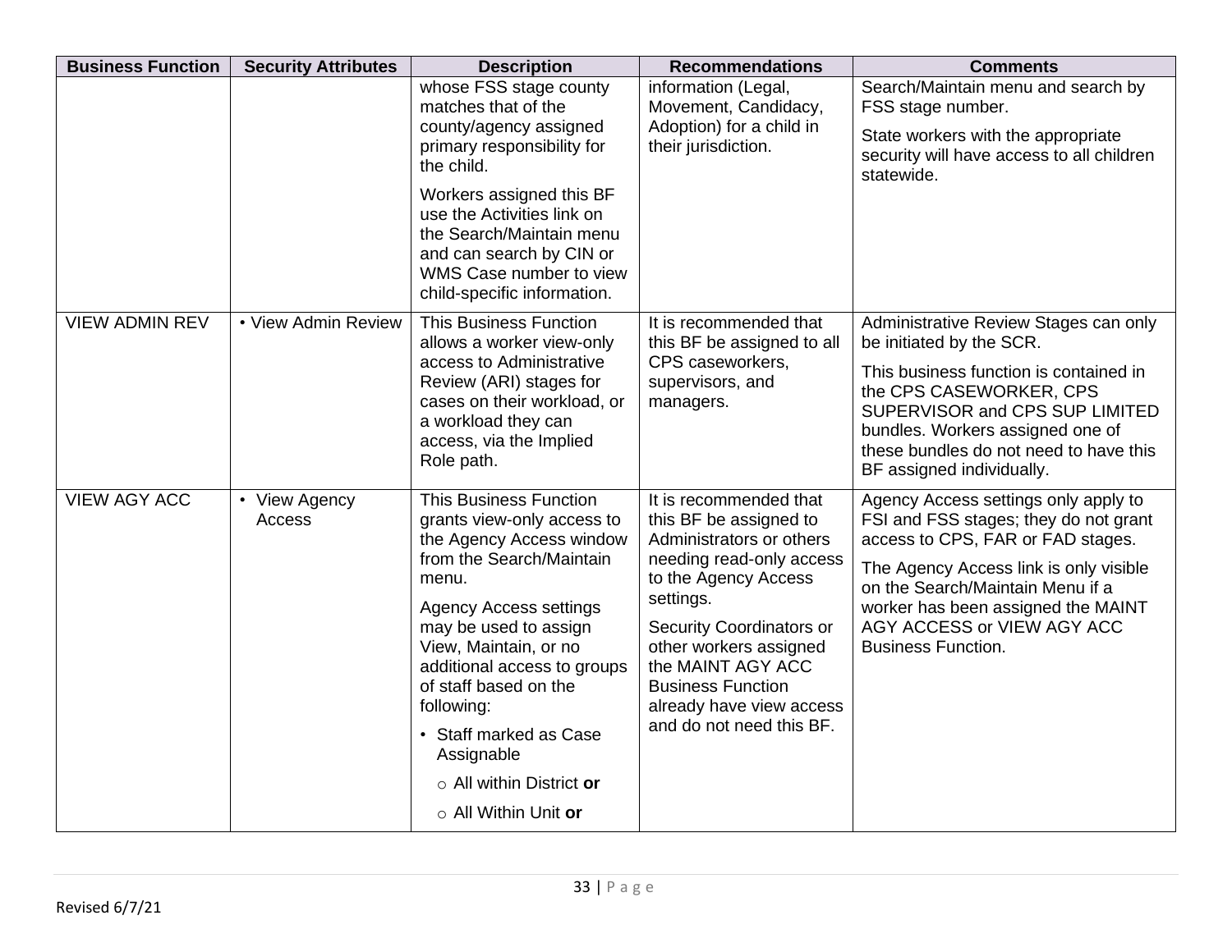| Business Function | Security Attributes | Description | Recommendations | Comments |
|---|---|---|---|---|
| | | whose FSS stage county matches that of the county/agency assigned primary responsibility for the child.<br><br>Workers assigned this BF use the Activities link on the Search/Maintain menu and can search by CIN or WMS Case number to view child-specific information. | information (Legal, Movement, Candidacy, Adoption) for a child in their jurisdiction. | Search/Maintain menu and search by FSS stage number.<br><br>State workers with the appropriate security will have access to all children statewide. |
| VIEW ADMIN REV | • View Admin Review | This Business Function allows a worker view-only access to Administrative Review (ARI) stages for cases on their workload, or a workload they can access, via the Implied Role path. | It is recommended that this BF be assigned to all CPS caseworkers, supervisors, and managers. | Administrative Review Stages can only be initiated by the SCR.<br><br>This business function is contained in the CPS CASEWORKER, CPS SUPERVISOR and CPS SUP LIMITED bundles. Workers assigned one of these bundles do not need to have this BF assigned individually. |
| VIEW AGY ACC | • View Agency Access | This Business Function grants view-only access to the Agency Access window from the Search/Maintain menu.<br><br>Agency Access settings may be used to assign View, Maintain, or no additional access to groups of staff based on the following:<br><br>• Staff marked as Case Assignable<br>  ○ All within District **or**<br>  ○ All Within Unit **or** | It is recommended that this BF be assigned to Administrators or others needing read-only access to the Agency Access settings.<br><br>Security Coordinators or other workers assigned the MAINT AGY ACC Business Function already have view access and do not need this BF. | Agency Access settings only apply to FSI and FSS stages; they do not grant access to CPS, FAR or FAD stages.<br><br>The Agency Access link is only visible on the Search/Maintain Menu if a worker has been assigned the MAINT AGY ACCESS or VIEW AGY ACC Business Function. |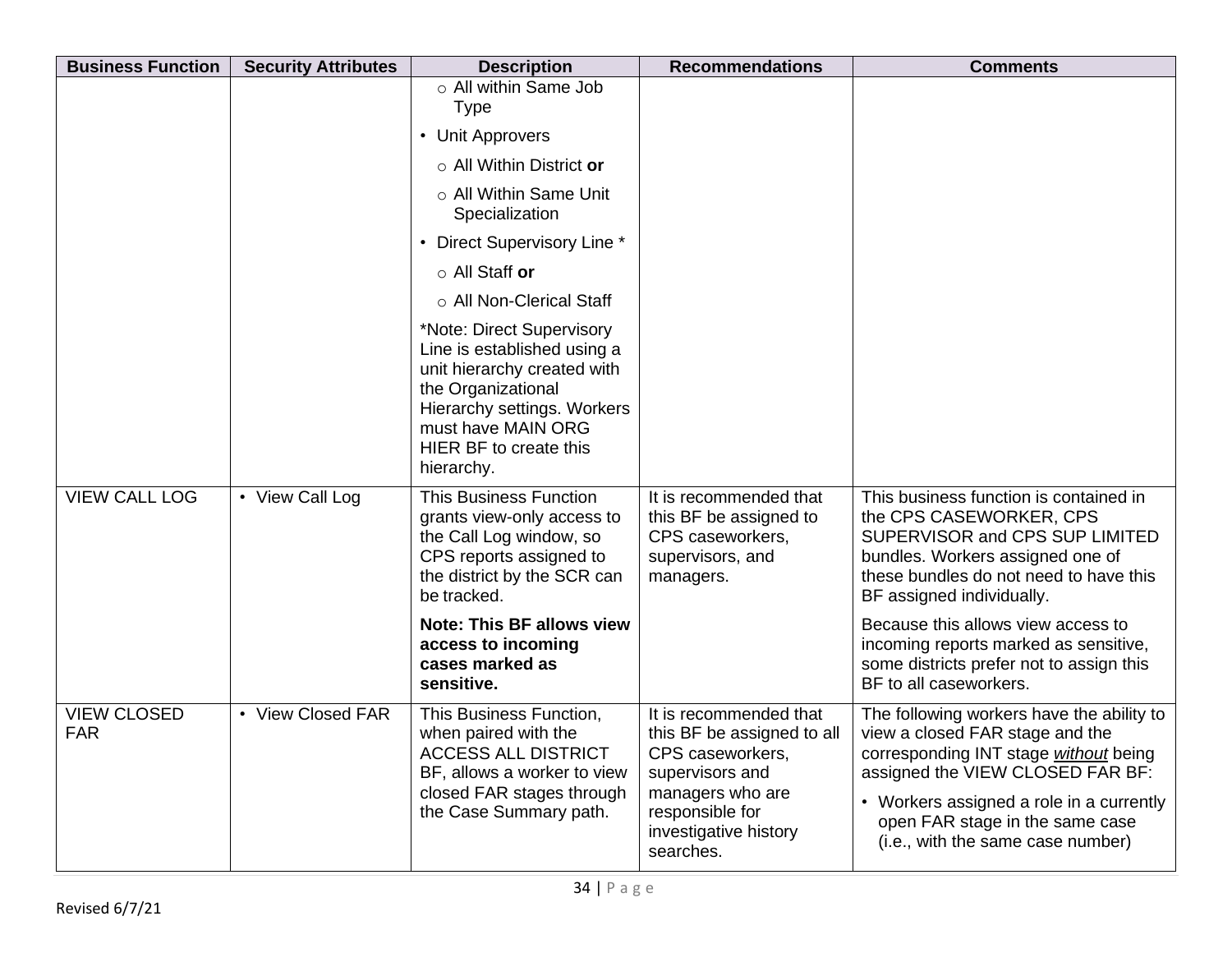| Business Function | Security Attributes | Description | Recommendations | Comments |
|---|---|---|---|---|
| | | ○ All within Same Job Type<br>• Unit Approvers<br>○ All Within District **or**<br>○ All Within Same Unit Specialization<br>• Direct Supervisory Line *<br>○ All Staff **or**<br>○ All Non-Clerical Staff<br>*Note: Direct Supervisory Line is established using a unit hierarchy created with the Organizational Hierarchy settings. Workers must have MAIN ORG HIER BF to create this hierarchy. | | |
| VIEW CALL LOG | • View Call Log | This Business Function grants view-only access to the Call Log window, so CPS reports assigned to the district by the SCR can be tracked.<br>**Note: This BF allows view access to incoming cases marked as sensitive.** | It is recommended that this BF be assigned to CPS caseworkers, supervisors, and managers. | This business function is contained in the CPS CASEWORKER, CPS SUPERVISOR and CPS SUP LIMITED bundles. Workers assigned one of these bundles do not need to have this BF assigned individually.<br>Because this allows view access to incoming reports marked as sensitive, some districts prefer not to assign this BF to all caseworkers. |
| VIEW CLOSED FAR | • View Closed FAR | This Business Function, when paired with the ACCESS ALL DISTRICT BF, allows a worker to view closed FAR stages through the Case Summary path. | It is recommended that this BF be assigned to all CPS caseworkers, supervisors and managers who are responsible for investigative history searches. | The following workers have the ability to view a closed FAR stage and the corresponding INT stage ***without*** being assigned the VIEW CLOSED FAR BF:<br>• Workers assigned a role in a currently open FAR stage in the same case (i.e., with the same case number) |

Revised 6/7/21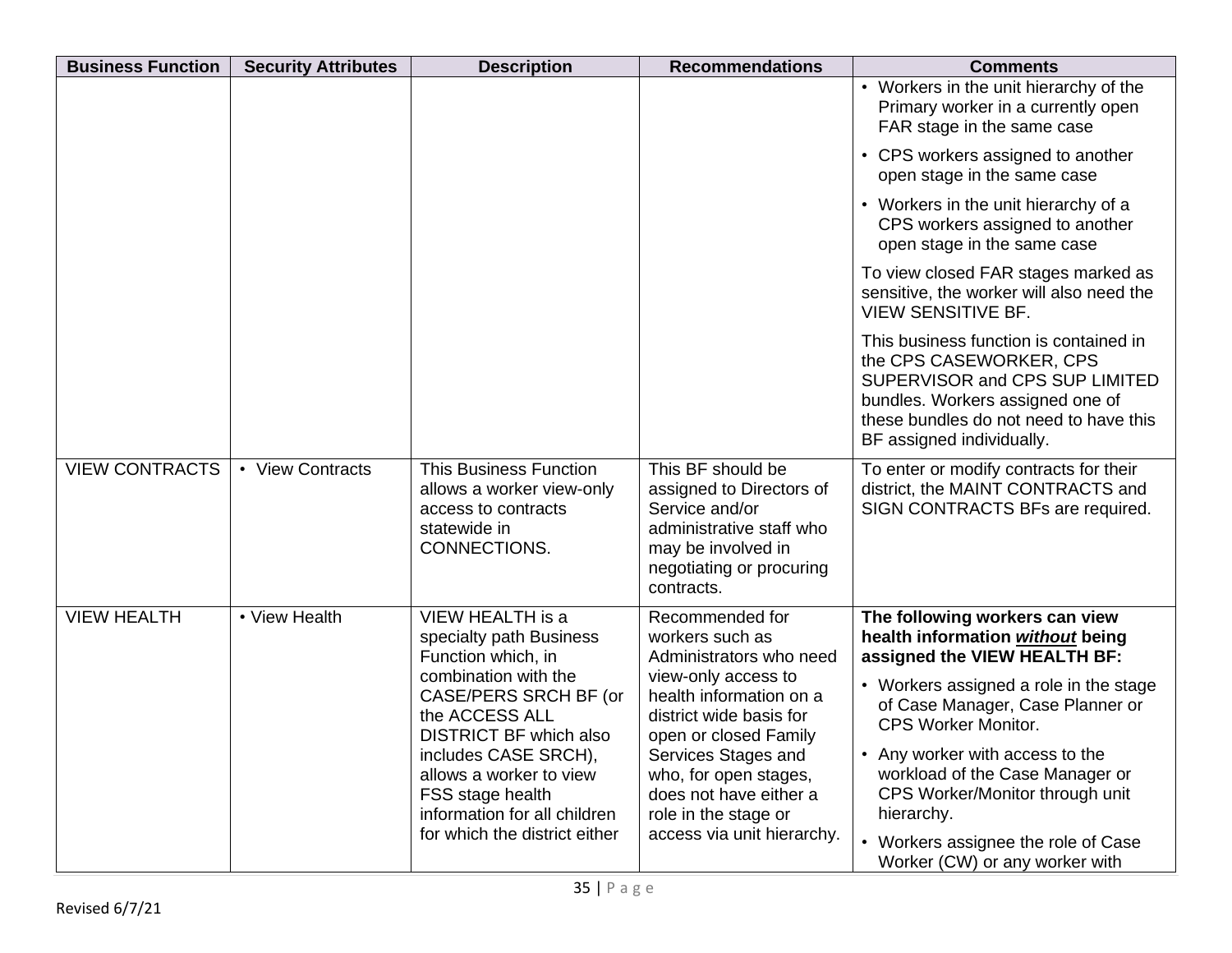| Business Function | Security Attributes | Description | Recommendations | Comments |
|---|---|---|---|---|
| | | | | • Workers in the unit hierarchy of the Primary worker in a currently open FAR stage in the same case<br>• CPS workers assigned to another open stage in the same case<br>• Workers in the unit hierarchy of a CPS workers assigned to another open stage in the same case<br>To view closed FAR stages marked as sensitive, the worker will also need the VIEW SENSITIVE BF.<br>This business function is contained in the CPS CASEWORKER, CPS SUPERVISOR and CPS SUP LIMITED bundles. Workers assigned one of these bundles do not need to have this BF assigned individually. |
| VIEW CONTRACTS | • View Contracts | This Business Function allows a worker view-only access to contracts statewide in CONNECTIONS. | This BF should be assigned to Directors of Service and/or administrative staff who may be involved in negotiating or procuring contracts. | To enter or modify contracts for their district, the MAINT CONTRACTS and SIGN CONTRACTS BFs are required. |
| VIEW HEALTH | • View Health | VIEW HEALTH is a specialty path Business Function which, in combination with the CASE/PERS SRCH BF (or the ACCESS ALL DISTRICT BF which also includes CASE SRCH), allows a worker to view FSS stage health information for all children for which the district either | Recommended for workers such as Administrators who need view-only access to health information on a district wide basis for open or closed Family Services Stages and who, for open stages, does not have either a role in the stage or access via unit hierarchy. | **The following workers can view health information *<u>without</u>* being assigned the VIEW HEALTH BF:**<br>• Workers assigned a role in the stage of Case Manager, Case Planner or CPS Worker Monitor.<br>• Any worker with access to the workload of the Case Manager or CPS Worker/Monitor through unit hierarchy.<br>• Workers assignee the role of Case Worker (CW) or any worker with |

Revised 6/7/21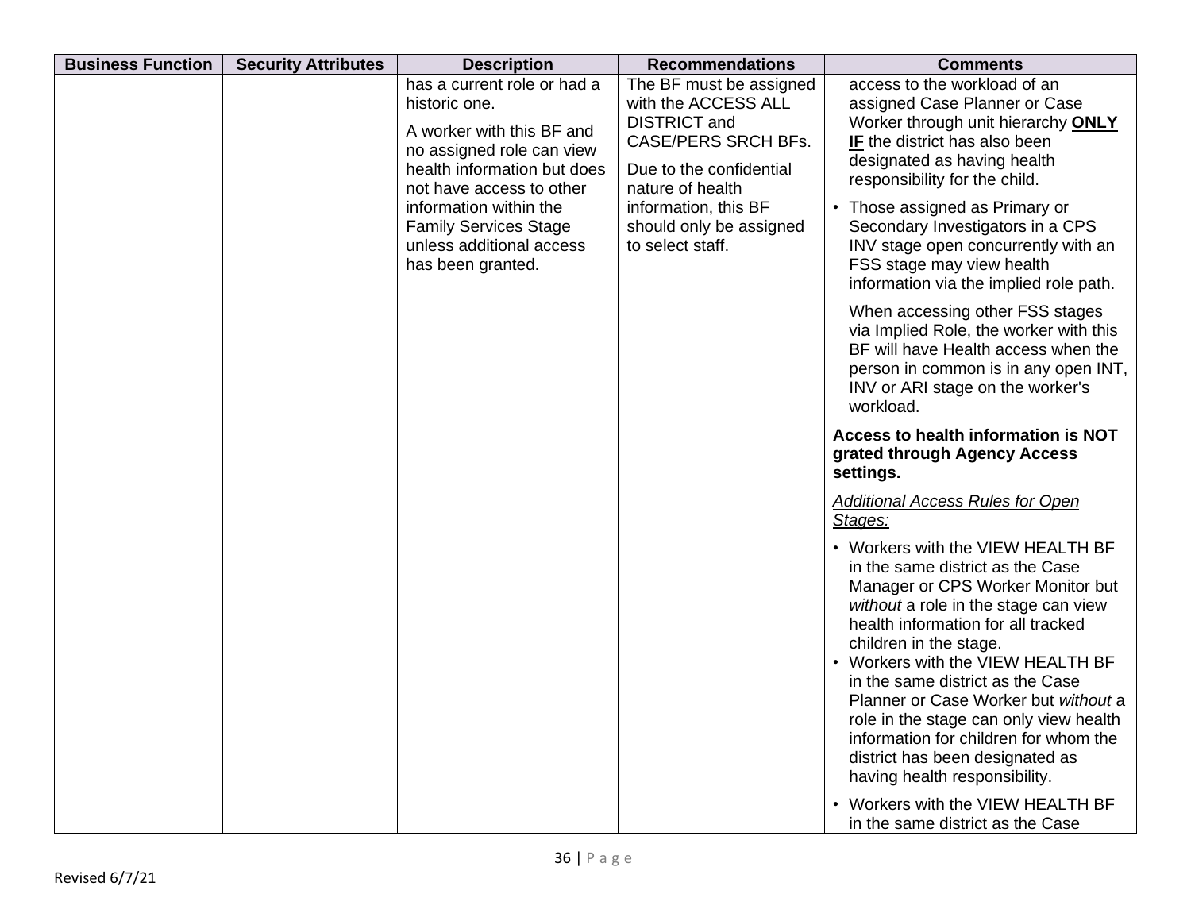| Business Function | Security Attributes | Description | Recommendations | Comments |
|---|---|---|---|---|
| | | has a current role or had a historic one.<br><br>A worker with this BF and no assigned role can view health information but does not have access to other information within the Family Services Stage unless additional access has been granted. | The BF must be assigned with the ACCESS ALL DISTRICT and CASE/PERS SRCH BFs.<br><br>Due to the confidential nature of health information, this BF should only be assigned to select staff. | access to the workload of an assigned Case Planner or Case Worker through unit hierarchy <u>**ONLY IF**</u> the district has also been designated as having health responsibility for the child.<br><br>• Those assigned as Primary or Secondary Investigators in a CPS INV stage open concurrently with an FSS stage may view health information via the implied role path.<br><br>When accessing other FSS stages via Implied Role, the worker with this BF will have Health access when the person in common is in any open INT, INV or ARI stage on the worker's workload.<br><br>**Access to health information is NOT grated through Agency Access settings.**<br><br><u>*Additional Access Rules for Open Stages:*</u><br><br>• Workers with the VIEW HEALTH BF in the same district as the Case Manager or CPS Worker Monitor but *without* a role in the stage can view health information for all tracked children in the stage.<br>• Workers with the VIEW HEALTH BF in the same district as the Case Planner or Case Worker but *without* a role in the stage can only view health information for children for whom the district has been designated as having health responsibility.<br><br>• Workers with the VIEW HEALTH BF in the same district as the Case |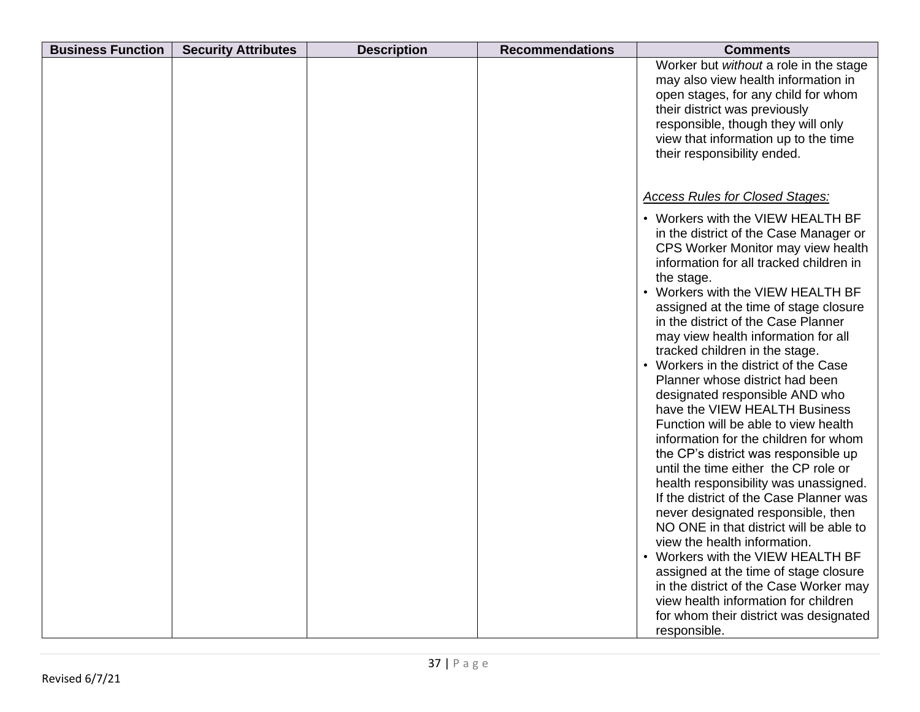| Business Function | Security Attributes | Description | Recommendations | Comments |
|---|---|---|---|---|
| | | | | Worker but *without* a role in the stage may also view health information in open stages, for any child for whom their district was previously responsible, though they will only view that information up to the time their responsibility ended.<br><br>*Access Rules for Closed Stages:*<br><br>• Workers with the VIEW HEALTH BF in the district of the Case Manager or CPS Worker Monitor may view health information for all tracked children in the stage.<br>• Workers with the VIEW HEALTH BF assigned at the time of stage closure in the district of the Case Planner may view health information for all tracked children in the stage.<br>• Workers in the district of the Case Planner whose district had been designated responsible AND who have the VIEW HEALTH Business Function will be able to view health information for the children for whom the CP's district was responsible up until the time either the CP role or health responsibility was unassigned. If the district of the Case Planner was never designated responsible, then NO ONE in that district will be able to view the health information.<br>• Workers with the VIEW HEALTH BF assigned at the time of stage closure in the district of the Case Worker may view health information for children for whom their district was designated responsible. |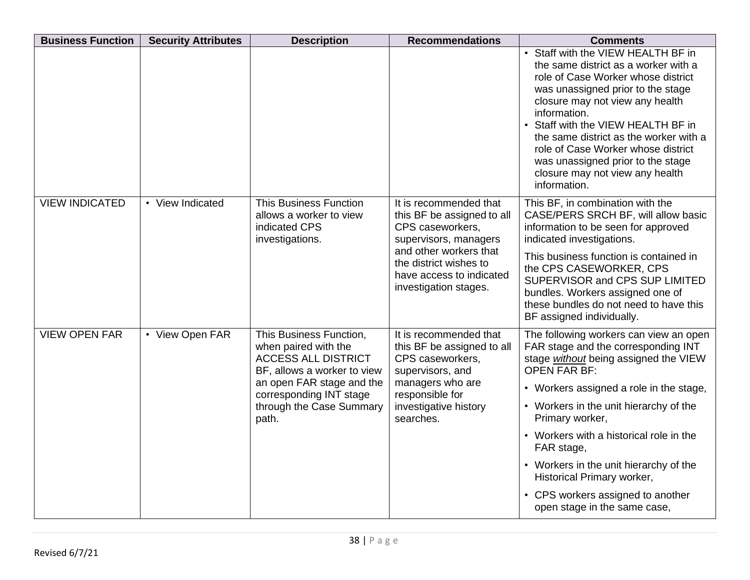| Business Function | Security Attributes | Description | Recommendations | Comments |
|---|---|---|---|---|
| | | | | • Staff with the VIEW HEALTH BF in the same district as a worker with a role of Case Worker whose district was unassigned prior to the stage closure may not view any health information.<br>• Staff with the VIEW HEALTH BF in the same district as the worker with a role of Case Worker whose district was unassigned prior to the stage closure may not view any health information. |
| VIEW INDICATED | • View Indicated | This Business Function allows a worker to view indicated CPS investigations. | It is recommended that this BF be assigned to all CPS caseworkers, supervisors, managers and other workers that the district wishes to have access to indicated investigation stages. | This BF, in combination with the CASE/PERS SRCH BF, will allow basic information to be seen for approved indicated investigations.<br><br>This business function is contained in the CPS CASEWORKER, CPS SUPERVISOR and CPS SUP LIMITED bundles. Workers assigned one of these bundles do not need to have this BF assigned individually. |
| VIEW OPEN FAR | • View Open FAR | This Business Function, when paired with the ACCESS ALL DISTRICT BF, allows a worker to view an open FAR stage and the corresponding INT stage through the Case Summary path. | It is recommended that this BF be assigned to all CPS caseworkers, supervisors, and managers who are responsible for investigative history searches. | The following workers can view an open FAR stage and the corresponding INT stage ***without*** being assigned the VIEW OPEN FAR BF:<br>• Workers assigned a role in the stage,<br>• Workers in the unit hierarchy of the Primary worker,<br>• Workers with a historical role in the FAR stage,<br>• Workers in the unit hierarchy of the Historical Primary worker,<br>• CPS workers assigned to another open stage in the same case, |

Revised 6/7/21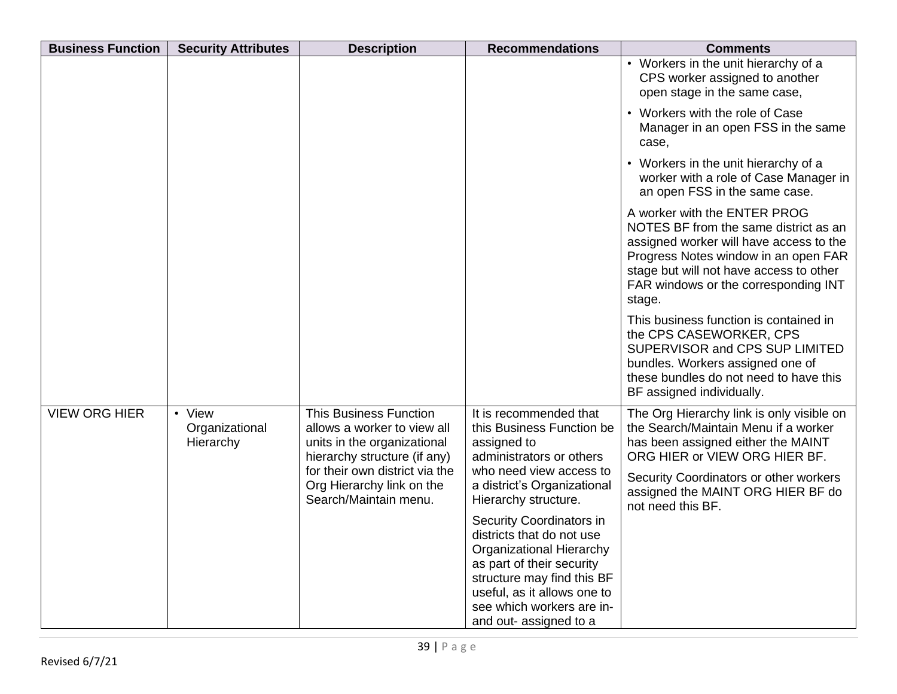| Business Function | Security Attributes | Description | Recommendations | Comments |
|---|---|---|---|---|
| | | | | • Workers in the unit hierarchy of a CPS worker assigned to another open stage in the same case,<br>• Workers with the role of Case Manager in an open FSS in the same case,<br>• Workers in the unit hierarchy of a worker with a role of Case Manager in an open FSS in the same case.<br><br>A worker with the ENTER PROG NOTES BF from the same district as an assigned worker will have access to the Progress Notes window in an open FAR stage but will not have access to other FAR windows or the corresponding INT stage.<br><br>This business function is contained in the CPS CASEWORKER, CPS SUPERVISOR and CPS SUP LIMITED bundles. Workers assigned one of these bundles do not need to have this BF assigned individually. |
| VIEW ORG HIER | • View Organizational Hierarchy | This Business Function allows a worker to view all units in the organizational hierarchy structure (if any) for their own district via the Org Hierarchy link on the Search/Maintain menu. | It is recommended that this Business Function be assigned to administrators or others who need view access to a district's Organizational Hierarchy structure.<br><br>Security Coordinators in districts that do not use Organizational Hierarchy as part of their security structure may find this BF useful, as it allows one to see which workers are in- and out- assigned to a | The Org Hierarchy link is only visible on the Search/Maintain Menu if a worker has been assigned either the MAINT ORG HIER or VIEW ORG HIER BF.<br><br>Security Coordinators or other workers assigned the MAINT ORG HIER BF do not need this BF. |

Revised 6/7/21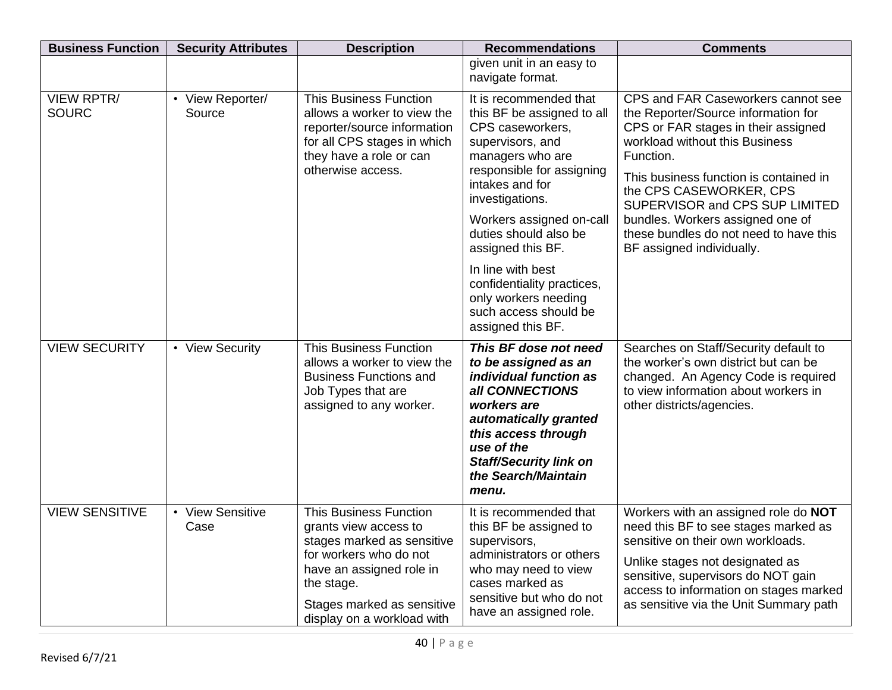| Business Function | Security Attributes | Description | Recommendations | Comments |
|---|---|---|---|---|
| | | | given unit in an easy to navigate format. | |
| VIEW RPTR/ SOURC | • View Reporter/ Source | This Business Function allows a worker to view the reporter/source information for all CPS stages in which they have a role or can otherwise access. | It is recommended that this BF be assigned to all CPS caseworkers, supervisors, and managers who are responsible for assigning intakes and for investigations.<br><br>Workers assigned on-call duties should also be assigned this BF.<br><br>In line with best confidentiality practices, only workers needing such access should be assigned this BF. | CPS and FAR Caseworkers cannot see the Reporter/Source information for CPS or FAR stages in their assigned workload without this Business Function.<br><br>This business function is contained in the CPS CASEWORKER, CPS SUPERVISOR and CPS SUP LIMITED bundles. Workers assigned one of these bundles do not need to have this BF assigned individually. |
| VIEW SECURITY | • View Security | This Business Function allows a worker to view the Business Functions and Job Types that are assigned to any worker. | ***This BF dose not need to be assigned as an individual function as all CONNECTIONS workers are automatically granted this access through use of the Staff/Security link on the Search/Maintain menu.*** | Searches on Staff/Security default to the worker's own district but can be changed. An Agency Code is required to view information about workers in other districts/agencies. |
| VIEW SENSITIVE | • View Sensitive Case | This Business Function grants view access to stages marked as sensitive for workers who do not have an assigned role in the stage.<br><br>Stages marked as sensitive display on a workload with | It is recommended that this BF be assigned to supervisors, administrators or others who may need to view cases marked as sensitive but who do not have an assigned role. | Workers with an assigned role do **NOT** need this BF to see stages marked as sensitive on their own workloads.<br><br>Unlike stages not designated as sensitive, supervisors do NOT gain access to information on stages marked as sensitive via the Unit Summary path |

Revised 6/7/21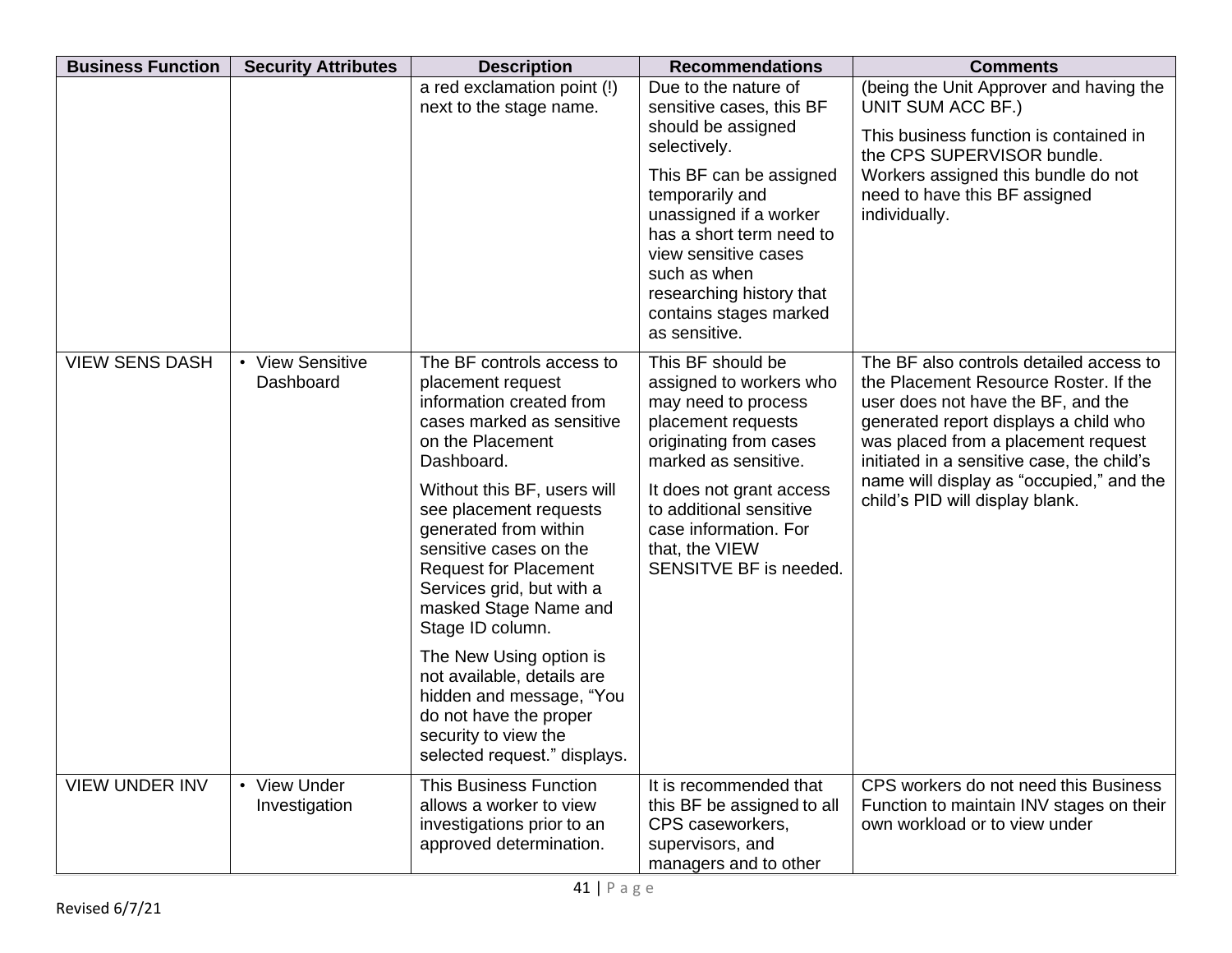| Business Function | Security Attributes | Description | Recommendations | Comments |
|---|---|---|---|---|
| | | a red exclamation point (!) next to the stage name. | Due to the nature of sensitive cases, this BF should be assigned selectively.<br><br>This BF can be assigned temporarily and unassigned if a worker has a short term need to view sensitive cases such as when researching history that contains stages marked as sensitive. | (being the Unit Approver and having the UNIT SUM ACC BF.)<br><br>This business function is contained in the CPS SUPERVISOR bundle. Workers assigned this bundle do not need to have this BF assigned individually. |
| VIEW SENS DASH | • View Sensitive Dashboard | The BF controls access to placement request information created from cases marked as sensitive on the Placement Dashboard.<br><br>Without this BF, users will see placement requests generated from within sensitive cases on the Request for Placement Services grid, but with a masked Stage Name and Stage ID column.<br><br>The New Using option is not available, details are hidden and message, “You do not have the proper security to view the selected request.” displays. | This BF should be assigned to workers who may need to process placement requests originating from cases marked as sensitive.<br><br>It does not grant access to additional sensitive case information. For that, the VIEW SENSITVE BF is needed. | The BF also controls detailed access to the Placement Resource Roster. If the user does not have the BF, and the generated report displays a child who was placed from a placement request initiated in a sensitive case, the child’s name will display as “occupied,” and the child’s PID will display blank. |
| VIEW UNDER INV | • View Under Investigation | This Business Function allows a worker to view investigations prior to an approved determination. | It is recommended that this BF be assigned to all CPS caseworkers, supervisors, and managers and to other | CPS workers do not need this Business Function to maintain INV stages on their own workload or to view under |

Revised 6/7/21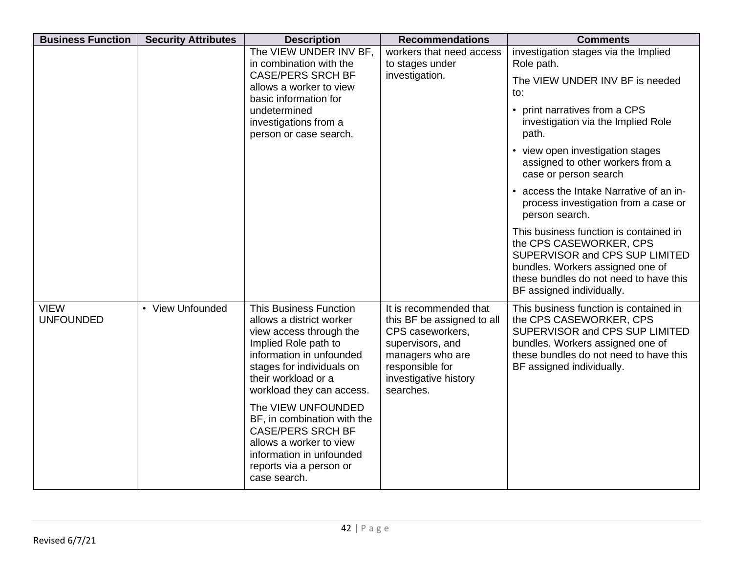| Business Function | Security Attributes | Description | Recommendations | Comments |
| --- | --- | --- | --- | --- |
| | | The VIEW UNDER INV BF, in combination with the CASE/PERS SRCH BF allows a worker to view basic information for undetermined investigations from a person or case search. | workers that need access to stages under investigation. | investigation stages via the Implied Role path.<br><br>The VIEW UNDER INV BF is needed to:<br><br>• print narratives from a CPS investigation via the Implied Role path.<br><br>• view open investigation stages assigned to other workers from a case or person search<br><br>• access the Intake Narrative of an in-process investigation from a case or person search.<br><br>This business function is contained in the CPS CASEWORKER, CPS SUPERVISOR and CPS SUP LIMITED bundles. Workers assigned one of these bundles do not need to have this BF assigned individually. |
| VIEW UNFOUNDED | • View Unfounded | This Business Function allows a district worker view access through the Implied Role path to information in unfounded stages for individuals on their workload or a workload they can access.<br><br>The VIEW UNFOUNDED BF, in combination with the CASE/PERS SRCH BF allows a worker to view information in unfounded reports via a person or case search. | It is recommended that this BF be assigned to all CPS caseworkers, supervisors, and managers who are responsible for investigative history searches. | This business function is contained in the CPS CASEWORKER, CPS SUPERVISOR and CPS SUP LIMITED bundles. Workers assigned one of these bundles do not need to have this BF assigned individually. |

Revised 6/7/21